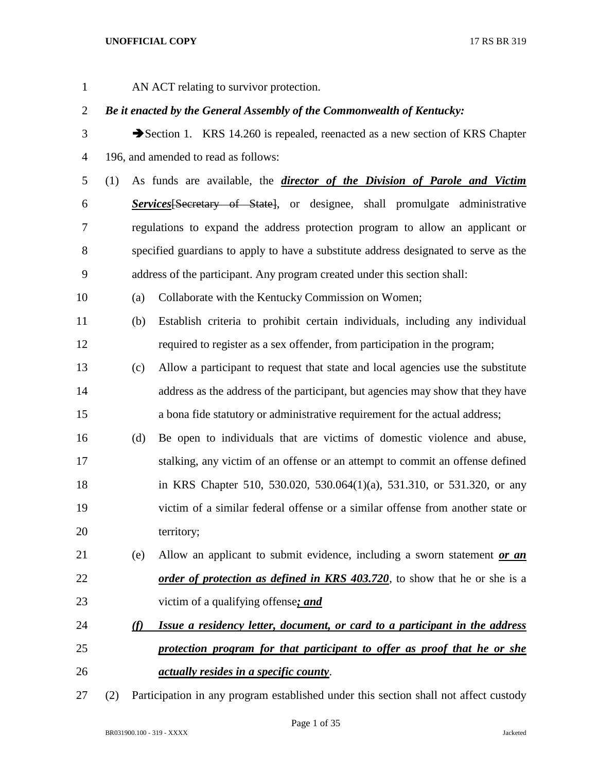AN ACT relating to survivor protection.

***Be it enacted by the General Assembly of the Commonwealth of Kentucky:***

➔Section 1. KRS 14.260 is repealed, reenacted as a new section of KRS Chapter 196, and amended to read as follows:

(1) As funds are available, the ***<u>director of the Division of Parole and Victim Services</u>***~~[Secretary of State]~~, or designee, shall promulgate administrative regulations to expand the address protection program to allow an applicant or specified guardians to apply to have a substitute address designated to serve as the address of the participant. Any program created under this section shall:

   (a) Collaborate with the Kentucky Commission on Women;

   (b) Establish criteria to prohibit certain individuals, including any individual required to register as a sex offender, from participation in the program;

   (c) Allow a participant to request that state and local agencies use the substitute address as the address of the participant, but agencies may show that they have a bona fide statutory or administrative requirement for the actual address;

   (d) Be open to individuals that are victims of domestic violence and abuse, stalking, any victim of an offense or an attempt to commit an offense defined in KRS Chapter 510, 530.020, 530.064(1)(a), 531.310, or 531.320, or any victim of a similar federal offense or a similar offense from another state or territory;

   (e) Allow an applicant to submit evidence, including a sworn statement ***<u>or an order of protection as defined in KRS 403.720</u>***, to show that he or she is a victim of a qualifying offense***<u>; and</u>***

   ***<u>(f) Issue a residency letter, document, or card to a participant in the address protection program for that participant to offer as proof that he or she actually resides in a specific county</u>***.

(2) Participation in any program established under this section shall not affect custody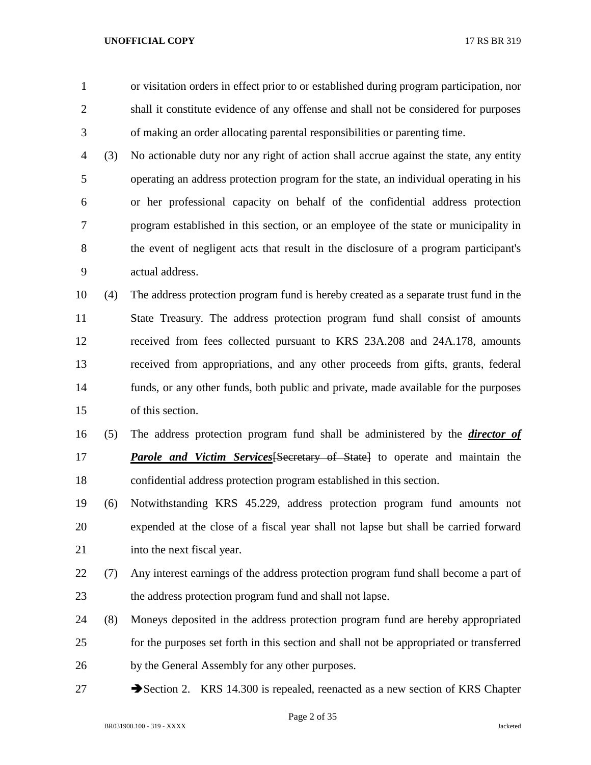or visitation orders in effect prior to or established during program participation, nor shall it constitute evidence of any offense and shall not be considered for purposes of making an order allocating parental responsibilities or parenting time.

(3) No actionable duty nor any right of action shall accrue against the state, any entity operating an address protection program for the state, an individual operating in his or her professional capacity on behalf of the confidential address protection program established in this section, or an employee of the state or municipality in the event of negligent acts that result in the disclosure of a program participant's actual address.

(4) The address protection program fund is hereby created as a separate trust fund in the State Treasury. The address protection program fund shall consist of amounts received from fees collected pursuant to KRS 23A.208 and 24A.178, amounts received from appropriations, and any other proceeds from gifts, grants, federal funds, or any other funds, both public and private, made available for the purposes of this section.

(5) The address protection program fund shall be administered by the ***director of Parole and Victim Services***[~~Secretary of State~~] to operate and maintain the confidential address protection program established in this section.

(6) Notwithstanding KRS 45.229, address protection program fund amounts not expended at the close of a fiscal year shall not lapse but shall be carried forward into the next fiscal year.

(7) Any interest earnings of the address protection program fund shall become a part of the address protection program fund and shall not lapse.

(8) Moneys deposited in the address protection program fund are hereby appropriated for the purposes set forth in this section and shall not be appropriated or transferred by the General Assembly for any other purposes.

➔Section 2. KRS 14.300 is repealed, reenacted as a new section of KRS Chapter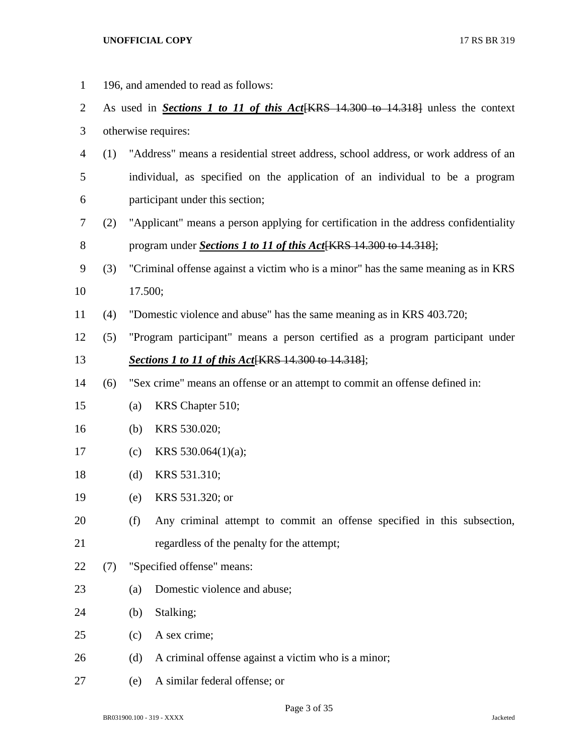196, and amended to read as follows:

As used in ***Sections 1 to 11 of this Act***~~[KRS 14.300 to 14.318]~~ unless the context otherwise requires:

(1) "Address" means a residential street address, school address, or work address of an individual, as specified on the application of an individual to be a program participant under this section;

(2) "Applicant" means a person applying for certification in the address confidentiality program under ***Sections 1 to 11 of this Act***~~[KRS 14.300 to 14.318]~~;

(3) "Criminal offense against a victim who is a minor" has the same meaning as in KRS 17.500;

(4) "Domestic violence and abuse" has the same meaning as in KRS 403.720;

(5) "Program participant" means a person certified as a program participant under ***Sections 1 to 11 of this Act***~~[KRS 14.300 to 14.318]~~;

(6) "Sex crime" means an offense or an attempt to commit an offense defined in:

  (a) KRS Chapter 510;

  (b) KRS 530.020;

  (c) KRS 530.064(1)(a);

  (d) KRS 531.310;

  (e) KRS 531.320; or

  (f) Any criminal attempt to commit an offense specified in this subsection, regardless of the penalty for the attempt;

(7) "Specified offense" means:

  (a) Domestic violence and abuse;

  (b) Stalking;

  (c) A sex crime;

  (d) A criminal offense against a victim who is a minor;

  (e) A similar federal offense; or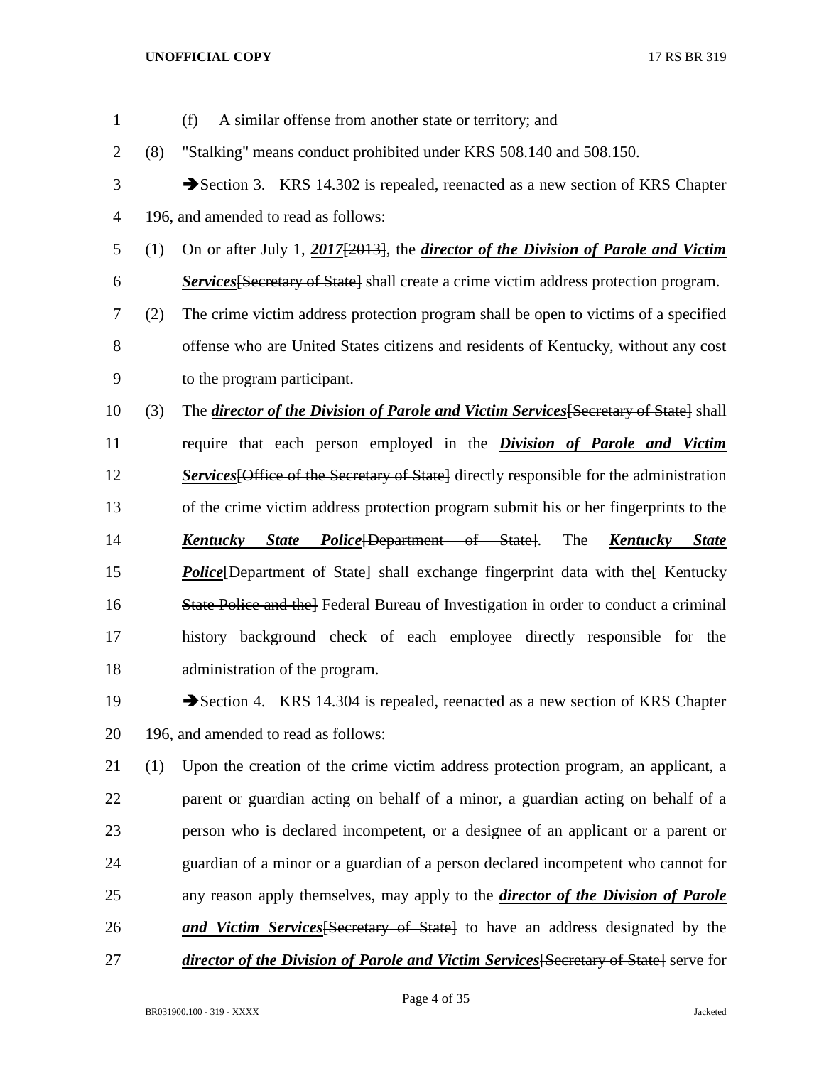(f) A similar offense from another state or territory; and

(8) "Stalking" means conduct prohibited under KRS 508.140 and 508.150.

➔Section 3. KRS 14.302 is repealed, reenacted as a new section of KRS Chapter 196, and amended to read as follows:

(1) On or after July 1, ***2017***[~~2013~~], the ***director of the Division of Parole and Victim Services***[~~Secretary of State~~] shall create a crime victim address protection program.

(2) The crime victim address protection program shall be open to victims of a specified offense who are United States citizens and residents of Kentucky, without any cost to the program participant.

(3) The ***director of the Division of Parole and Victim Services***[~~Secretary of State~~] shall require that each person employed in the ***Division of Parole and Victim Services***[~~Office of the Secretary of State~~] directly responsible for the administration of the crime victim address protection program submit his or her fingerprints to the ***Kentucky State Police***[~~Department of State~~]. The ***Kentucky State Police***[~~Department of State~~] shall exchange fingerprint data with the[~~ Kentucky State Police and the~~] Federal Bureau of Investigation in order to conduct a criminal history background check of each employee directly responsible for the administration of the program.

➔Section 4. KRS 14.304 is repealed, reenacted as a new section of KRS Chapter 196, and amended to read as follows:

(1) Upon the creation of the crime victim address protection program, an applicant, a parent or guardian acting on behalf of a minor, a guardian acting on behalf of a person who is declared incompetent, or a designee of an applicant or a parent or guardian of a minor or a guardian of a person declared incompetent who cannot for any reason apply themselves, may apply to the ***director of the Division of Parole and Victim Services***[~~Secretary of State~~] to have an address designated by the ***director of the Division of Parole and Victim Services***[~~Secretary of State~~] serve for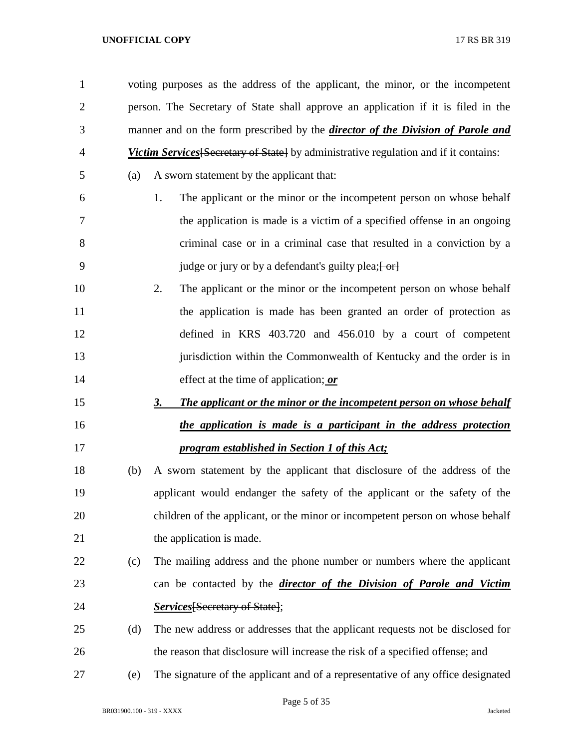voting purposes as the address of the applicant, the minor, or the incompetent person. The Secretary of State shall approve an application if it is filed in the manner and on the form prescribed by the ***director of the Division of Parole and Victim Services***~~[Secretary of State]~~ by administrative regulation and if it contains:

(a) A sworn statement by the applicant that:

1. The applicant or the minor or the incompetent person on whose behalf the application is made is a victim of a specified offense in an ongoing criminal case or in a criminal case that resulted in a conviction by a judge or jury or by a defendant's guilty plea;~~[ or]~~

2. The applicant or the minor or the incompetent person on whose behalf the application is made has been granted an order of protection as defined in KRS 403.720 and 456.010 by a court of competent jurisdiction within the Commonwealth of Kentucky and the order is in effect at the time of application; ***or***

***3. The applicant or the minor or the incompetent person on whose behalf the application is made is a participant in the address protection program established in Section 1 of this Act;***

(b) A sworn statement by the applicant that disclosure of the address of the applicant would endanger the safety of the applicant or the safety of the children of the applicant, or the minor or incompetent person on whose behalf the application is made.

(c) The mailing address and the phone number or numbers where the applicant can be contacted by the ***director of the Division of Parole and Victim Services***~~[Secretary of State]~~;

(d) The new address or addresses that the applicant requests not be disclosed for the reason that disclosure will increase the risk of a specified offense; and

(e) The signature of the applicant and of a representative of any office designated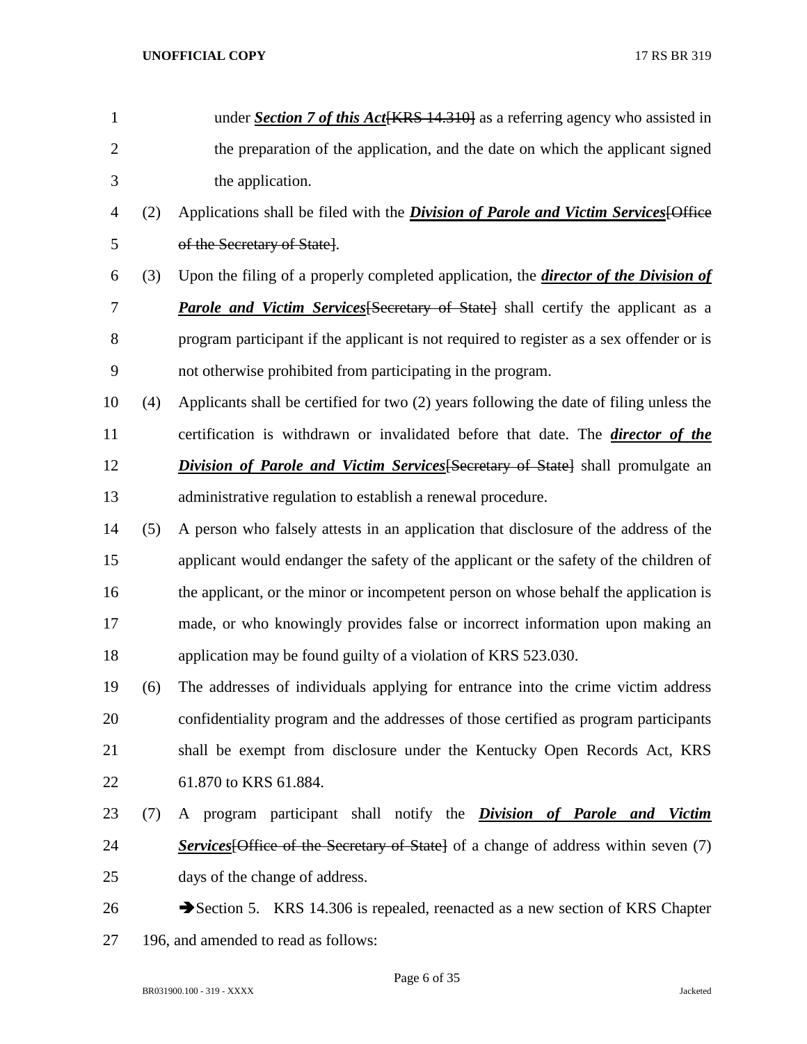under ***Section 7 of this Act***~~[KRS 14.310]~~ as a referring agency who assisted in the preparation of the application, and the date on which the applicant signed the application.

(2) Applications shall be filed with the ***Division of Parole and Victim Services***~~[Office of the Secretary of State]~~.

(3) Upon the filing of a properly completed application, the ***director of the Division of Parole and Victim Services***~~[Secretary of State]~~ shall certify the applicant as a program participant if the applicant is not required to register as a sex offender or is not otherwise prohibited from participating in the program.

(4) Applicants shall be certified for two (2) years following the date of filing unless the certification is withdrawn or invalidated before that date. The ***director of the Division of Parole and Victim Services***~~[Secretary of State]~~ shall promulgate an administrative regulation to establish a renewal procedure.

(5) A person who falsely attests in an application that disclosure of the address of the applicant would endanger the safety of the applicant or the safety of the children of the applicant, or the minor or incompetent person on whose behalf the application is made, or who knowingly provides false or incorrect information upon making an application may be found guilty of a violation of KRS 523.030.

(6) The addresses of individuals applying for entrance into the crime victim address confidentiality program and the addresses of those certified as program participants shall be exempt from disclosure under the Kentucky Open Records Act, KRS 61.870 to KRS 61.884.

(7) A program participant shall notify the ***Division of Parole and Victim Services***~~[Office of the Secretary of State]~~ of a change of address within seven (7) days of the change of address.

➔Section 5. KRS 14.306 is repealed, reenacted as a new section of KRS Chapter 196, and amended to read as follows: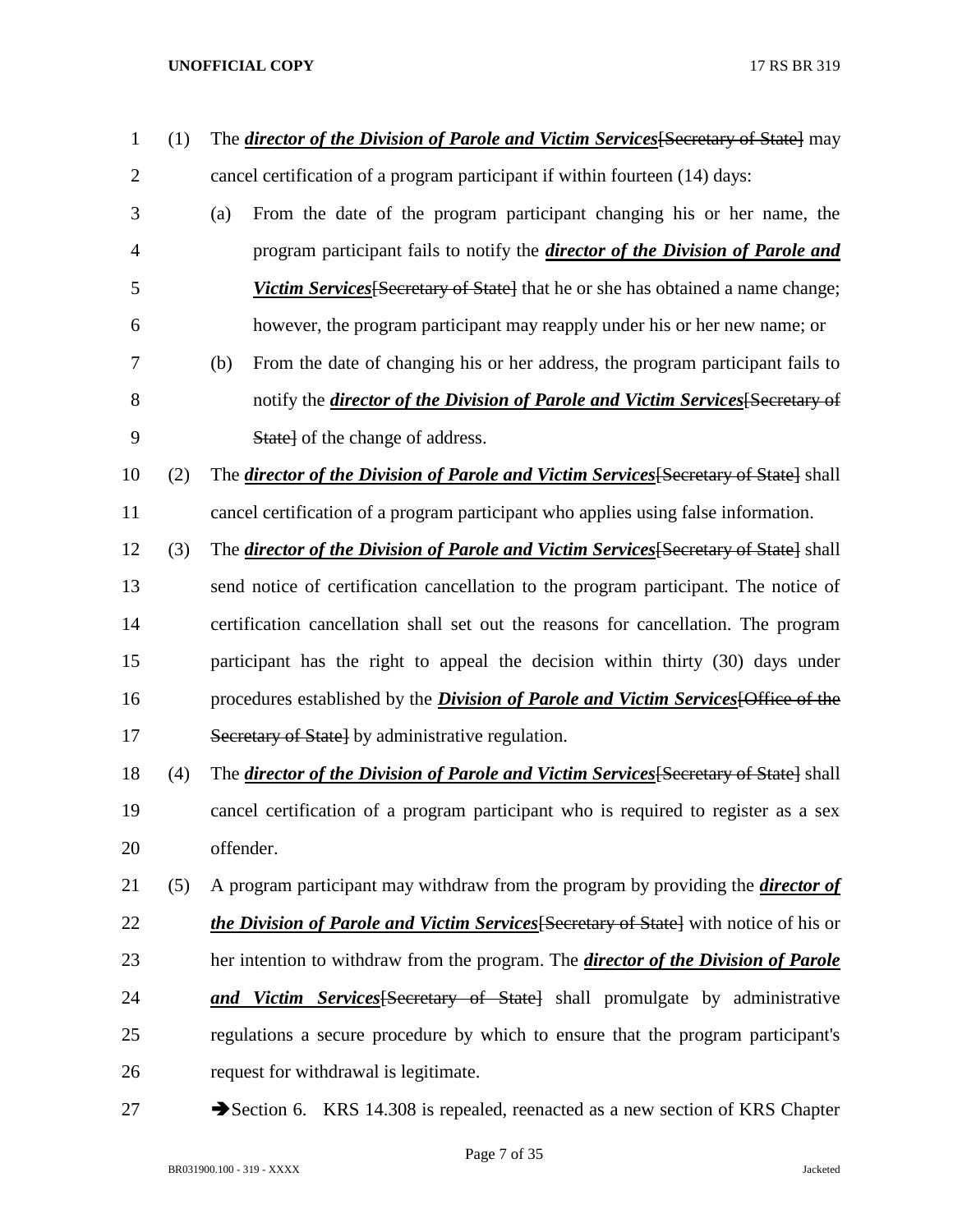(1) The ***director of the Division of Parole and Victim Services***[~~Secretary of State~~] may cancel certification of a program participant if within fourteen (14) days:

(a) From the date of the program participant changing his or her name, the program participant fails to notify the ***director of the Division of Parole and Victim Services***[~~Secretary of State~~] that he or she has obtained a name change; however, the program participant may reapply under his or her new name; or

(b) From the date of changing his or her address, the program participant fails to notify the ***director of the Division of Parole and Victim Services***[~~Secretary of State~~] of the change of address.

(2) The ***director of the Division of Parole and Victim Services***[~~Secretary of State~~] shall cancel certification of a program participant who applies using false information.

(3) The ***director of the Division of Parole and Victim Services***[~~Secretary of State~~] shall send notice of certification cancellation to the program participant. The notice of certification cancellation shall set out the reasons for cancellation. The program participant has the right to appeal the decision within thirty (30) days under procedures established by the ***Division of Parole and Victim Services***[~~Office of the Secretary of State~~] by administrative regulation.

(4) The ***director of the Division of Parole and Victim Services***[~~Secretary of State~~] shall cancel certification of a program participant who is required to register as a sex offender.

(5) A program participant may withdraw from the program by providing the ***director of the Division of Parole and Victim Services***[~~Secretary of State~~] with notice of his or her intention to withdraw from the program. The ***director of the Division of Parole and Victim Services***[~~Secretary of State~~] shall promulgate by administrative regulations a secure procedure by which to ensure that the program participant's request for withdrawal is legitimate.

➔Section 6. KRS 14.308 is repealed, reenacted as a new section of KRS Chapter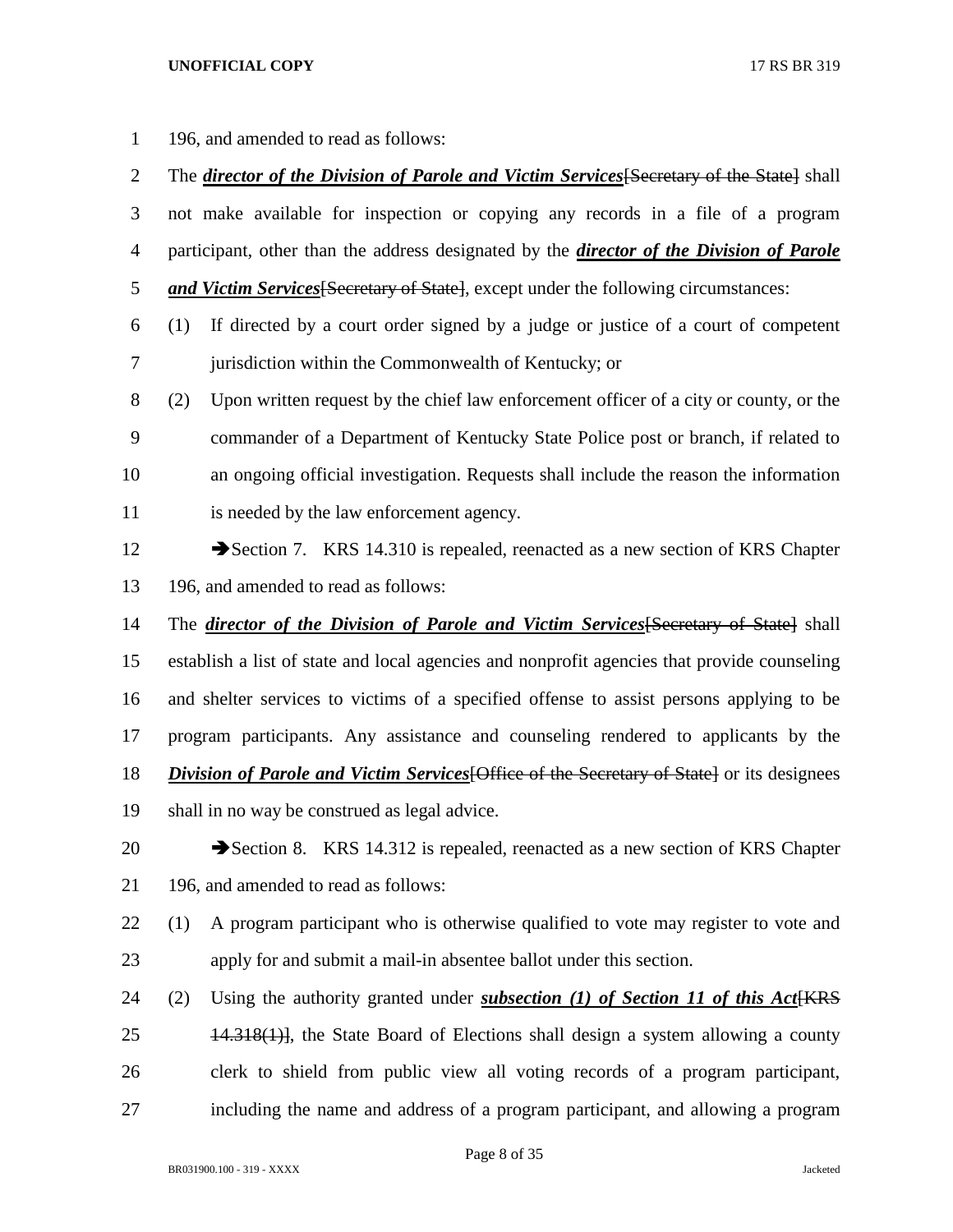196, and amended to read as follows:

The ***director of the Division of Parole and Victim Services***[~~Secretary of the State~~] shall not make available for inspection or copying any records in a file of a program participant, other than the address designated by the ***director of the Division of Parole and Victim Services***[~~Secretary of State~~], except under the following circumstances:

(1) If directed by a court order signed by a judge or justice of a court of competent jurisdiction within the Commonwealth of Kentucky; or

(2) Upon written request by the chief law enforcement officer of a city or county, or the commander of a Department of Kentucky State Police post or branch, if related to an ongoing official investigation. Requests shall include the reason the information is needed by the law enforcement agency.

➔Section 7. KRS 14.310 is repealed, reenacted as a new section of KRS Chapter 196, and amended to read as follows:

The ***director of the Division of Parole and Victim Services***[~~Secretary of State~~] shall establish a list of state and local agencies and nonprofit agencies that provide counseling and shelter services to victims of a specified offense to assist persons applying to be program participants. Any assistance and counseling rendered to applicants by the ***Division of Parole and Victim Services***[~~Office of the Secretary of State~~] or its designees shall in no way be construed as legal advice.

➔Section 8. KRS 14.312 is repealed, reenacted as a new section of KRS Chapter 196, and amended to read as follows:

(1) A program participant who is otherwise qualified to vote may register to vote and apply for and submit a mail-in absentee ballot under this section.

(2) Using the authority granted under ***subsection (1) of Section 11 of this Act***[~~KRS 14.318(1)~~], the State Board of Elections shall design a system allowing a county clerk to shield from public view all voting records of a program participant, including the name and address of a program participant, and allowing a program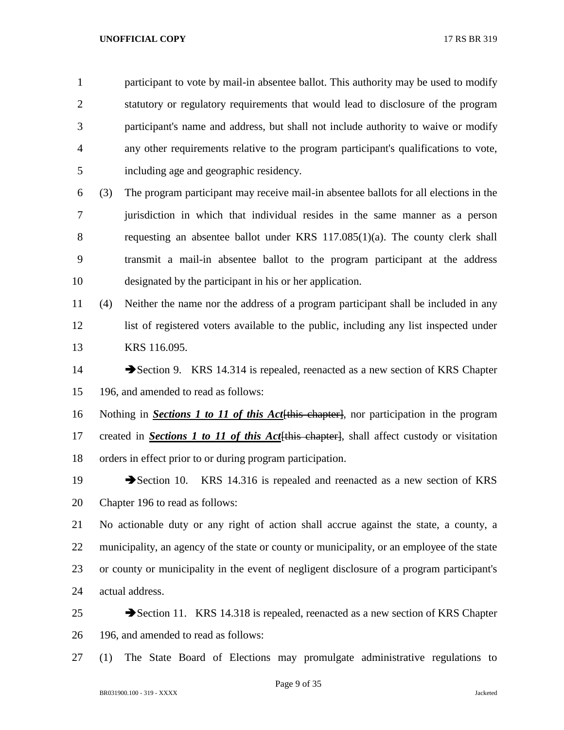participant to vote by mail-in absentee ballot. This authority may be used to modify statutory or regulatory requirements that would lead to disclosure of the program participant's name and address, but shall not include authority to waive or modify any other requirements relative to the program participant's qualifications to vote, including age and geographic residency.

(3) The program participant may receive mail-in absentee ballots for all elections in the jurisdiction in which that individual resides in the same manner as a person requesting an absentee ballot under KRS 117.085(1)(a). The county clerk shall transmit a mail-in absentee ballot to the program participant at the address designated by the participant in his or her application.

(4) Neither the name nor the address of a program participant shall be included in any list of registered voters available to the public, including any list inspected under KRS 116.095.

➔Section 9. KRS 14.314 is repealed, reenacted as a new section of KRS Chapter 196, and amended to read as follows:

Nothing in ***Sections 1 to 11 of this Act***~~[this chapter]~~, nor participation in the program created in ***Sections 1 to 11 of this Act***~~[this chapter]~~, shall affect custody or visitation orders in effect prior to or during program participation.

➔Section 10. KRS 14.316 is repealed and reenacted as a new section of KRS Chapter 196 to read as follows:

No actionable duty or any right of action shall accrue against the state, a county, a municipality, an agency of the state or county or municipality, or an employee of the state or county or municipality in the event of negligent disclosure of a program participant's actual address.

➔Section 11. KRS 14.318 is repealed, reenacted as a new section of KRS Chapter 196, and amended to read as follows:

(1) The State Board of Elections may promulgate administrative regulations to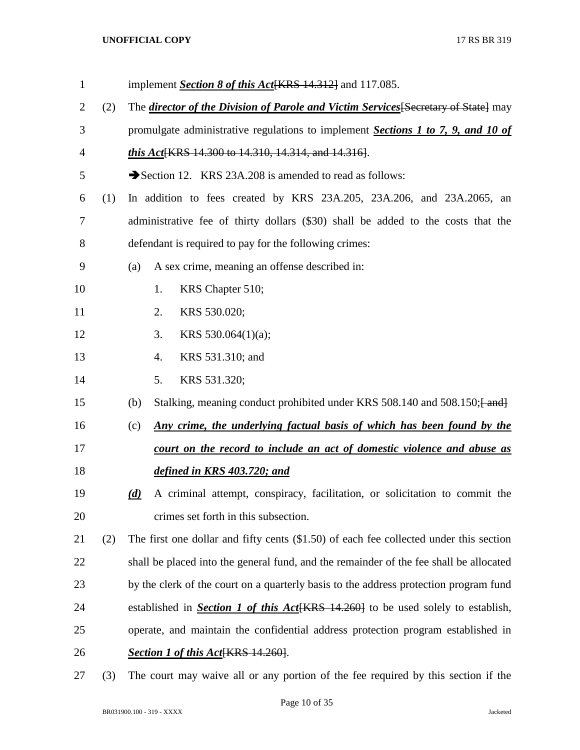implement ***Section 8 of this Act***~~[KRS 14.312]~~ and 117.085.

(2) The ***director of the Division of Parole and Victim Services***~~[Secretary of State]~~ may promulgate administrative regulations to implement ***Sections 1 to 7, 9, and 10 of this Act***~~[KRS 14.300 to 14.310, 14.314, and 14.316]~~.

➔Section 12. KRS 23A.208 is amended to read as follows:

(1) In addition to fees created by KRS 23A.205, 23A.206, and 23A.2065, an administrative fee of thirty dollars ($30) shall be added to the costs that the defendant is required to pay for the following crimes:

(a) A sex crime, meaning an offense described in:

1. KRS Chapter 510;
2. KRS 530.020;
3. KRS 530.064(1)(a);
4. KRS 531.310; and
5. KRS 531.320;

(b) Stalking, meaning conduct prohibited under KRS 508.140 and 508.150;~~[ and]~~

(c) ***Any crime, the underlying factual basis of which has been found by the court on the record to include an act of domestic violence and abuse as defined in KRS 403.720; and***

***(d)*** A criminal attempt, conspiracy, facilitation, or solicitation to commit the crimes set forth in this subsection.

(2) The first one dollar and fifty cents ($1.50) of each fee collected under this section shall be placed into the general fund, and the remainder of the fee shall be allocated by the clerk of the court on a quarterly basis to the address protection program fund established in ***Section 1 of this Act***~~[KRS 14.260]~~ to be used solely to establish, operate, and maintain the confidential address protection program established in ***Section 1 of this Act***~~[KRS 14.260]~~.

(3) The court may waive all or any portion of the fee required by this section if the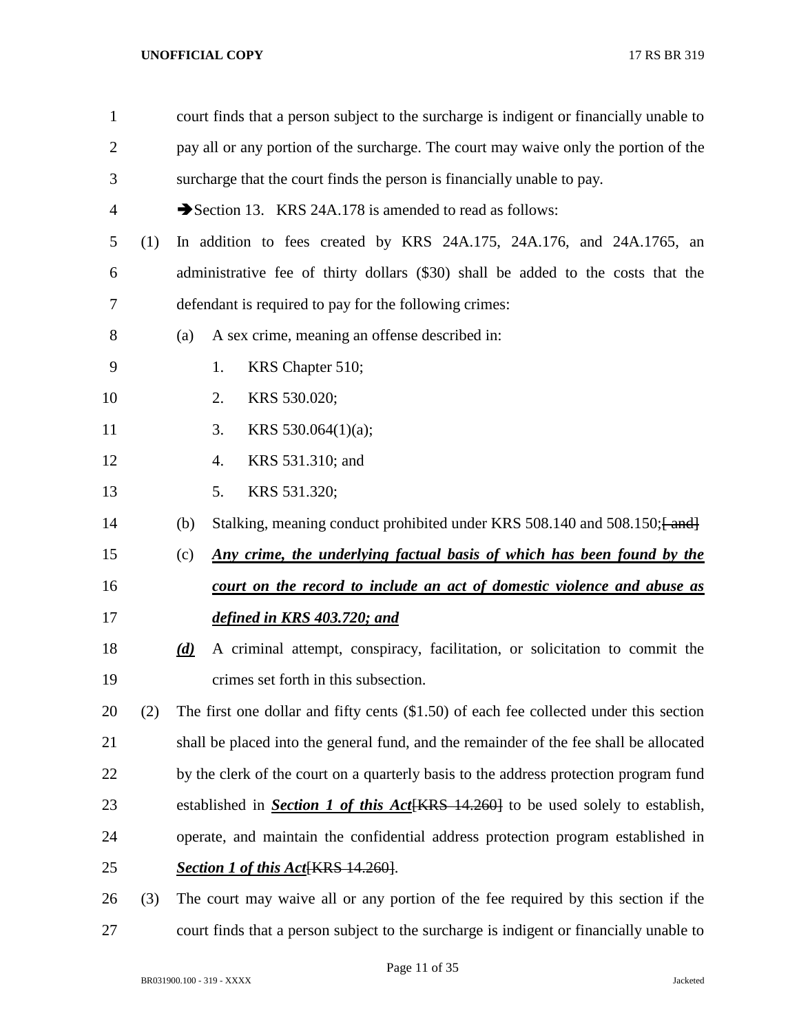court finds that a person subject to the surcharge is indigent or financially unable to pay all or any portion of the surcharge. The court may waive only the portion of the surcharge that the court finds the person is financially unable to pay.

➔Section 13. KRS 24A.178 is amended to read as follows:

(1) In addition to fees created by KRS 24A.175, 24A.176, and 24A.1765, an administrative fee of thirty dollars ($30) shall be added to the costs that the defendant is required to pay for the following crimes:

(a) A sex crime, meaning an offense described in:

1. KRS Chapter 510;
2. KRS 530.020;
3. KRS 530.064(1)(a);
4. KRS 531.310; and
5. KRS 531.320;

(b) Stalking, meaning conduct prohibited under KRS 508.140 and 508.150;~~[ and]~~

(c) ***<u>Any crime, the underlying factual basis of which has been found by the court on the record to include an act of domestic violence and abuse as defined in KRS 403.720; and</u>***

***<u>(d)</u>*** A criminal attempt, conspiracy, facilitation, or solicitation to commit the crimes set forth in this subsection.

(2) The first one dollar and fifty cents ($1.50) of each fee collected under this section shall be placed into the general fund, and the remainder of the fee shall be allocated by the clerk of the court on a quarterly basis to the address protection program fund established in ***<u>Section 1 of this Act</u>***~~[KRS 14.260]~~ to be used solely to establish, operate, and maintain the confidential address protection program established in ***<u>Section 1 of this Act</u>***~~[KRS 14.260]~~.

(3) The court may waive all or any portion of the fee required by this section if the court finds that a person subject to the surcharge is indigent or financially unable to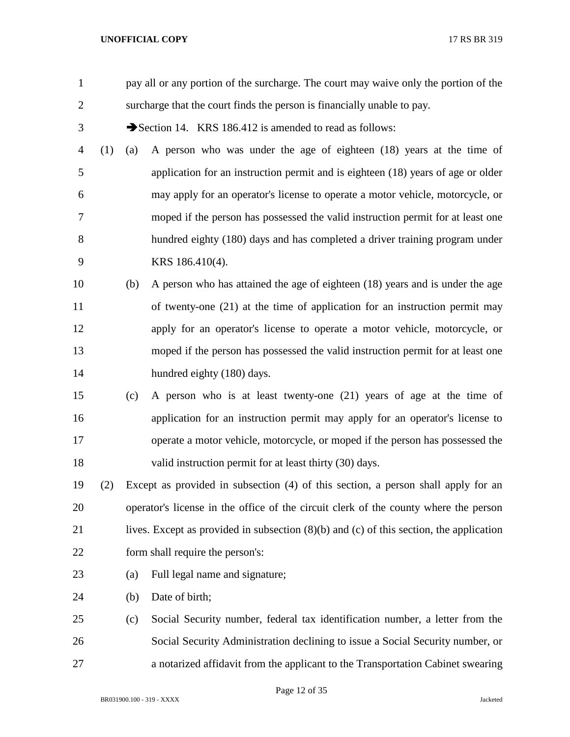pay all or any portion of the surcharge. The court may waive only the portion of the surcharge that the court finds the person is financially unable to pay.

➔Section 14. KRS 186.412 is amended to read as follows:

(1) (a) A person who was under the age of eighteen (18) years at the time of application for an instruction permit and is eighteen (18) years of age or older may apply for an operator's license to operate a motor vehicle, motorcycle, or moped if the person has possessed the valid instruction permit for at least one hundred eighty (180) days and has completed a driver training program under KRS 186.410(4).

(b) A person who has attained the age of eighteen (18) years and is under the age of twenty-one (21) at the time of application for an instruction permit may apply for an operator's license to operate a motor vehicle, motorcycle, or moped if the person has possessed the valid instruction permit for at least one hundred eighty (180) days.

(c) A person who is at least twenty-one (21) years of age at the time of application for an instruction permit may apply for an operator's license to operate a motor vehicle, motorcycle, or moped if the person has possessed the valid instruction permit for at least thirty (30) days.

(2) Except as provided in subsection (4) of this section, a person shall apply for an operator's license in the office of the circuit clerk of the county where the person lives. Except as provided in subsection (8)(b) and (c) of this section, the application form shall require the person's:

(a) Full legal name and signature;

(b) Date of birth;

(c) Social Security number, federal tax identification number, a letter from the Social Security Administration declining to issue a Social Security number, or a notarized affidavit from the applicant to the Transportation Cabinet swearing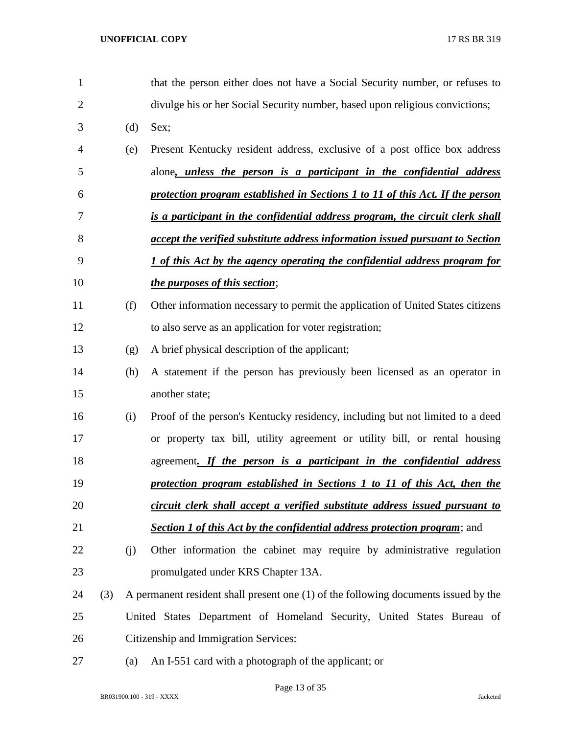that the person either does not have a Social Security number, or refuses to divulge his or her Social Security number, based upon religious convictions;

(d) Sex;

(e) Present Kentucky resident address, exclusive of a post office box address alone***, unless the person is a participant in the confidential address protection program established in Sections 1 to 11 of this Act. If the person is a participant in the confidential address program, the circuit clerk shall accept the verified substitute address information issued pursuant to Section 1 of this Act by the agency operating the confidential address program for the purposes of this section***;

(f) Other information necessary to permit the application of United States citizens to also serve as an application for voter registration;

(g) A brief physical description of the applicant;

(h) A statement if the person has previously been licensed as an operator in another state;

(i) Proof of the person's Kentucky residency, including but not limited to a deed or property tax bill, utility agreement or utility bill, or rental housing agreement***. If the person is a participant in the confidential address protection program established in Sections 1 to 11 of this Act, then the circuit clerk shall accept a verified substitute address issued pursuant to Section 1 of this Act by the confidential address protection program***; and

(j) Other information the cabinet may require by administrative regulation promulgated under KRS Chapter 13A.

(3) A permanent resident shall present one (1) of the following documents issued by the United States Department of Homeland Security, United States Bureau of Citizenship and Immigration Services:

(a) An I-551 card with a photograph of the applicant; or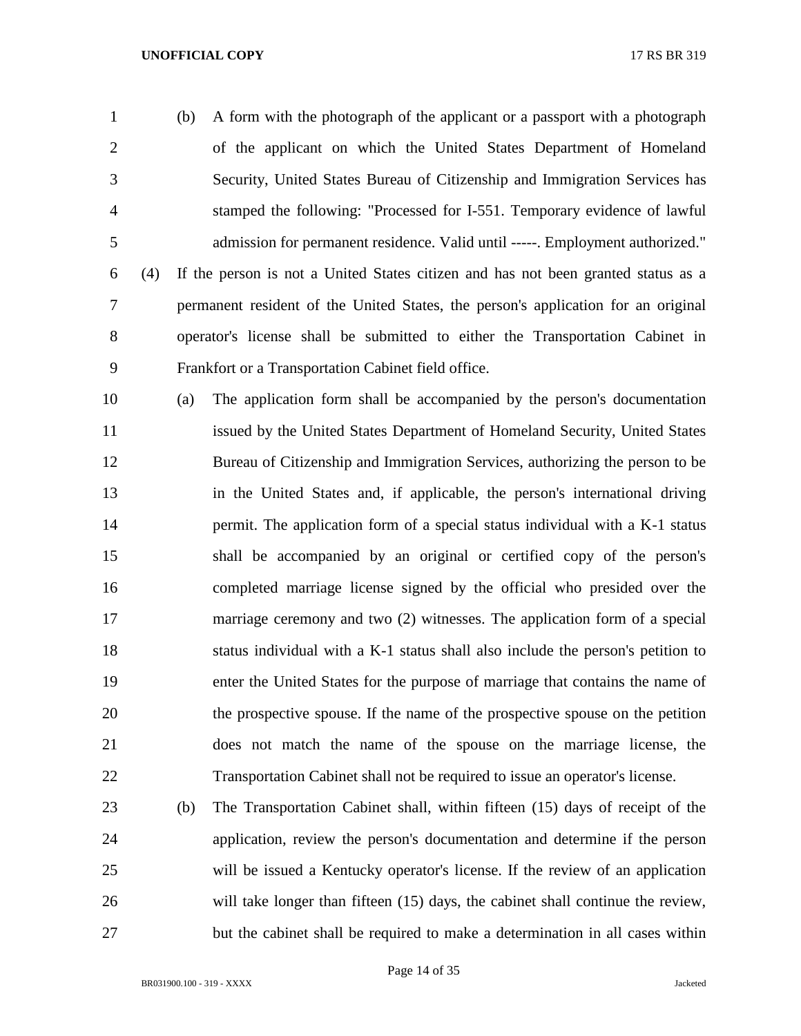(b) A form with the photograph of the applicant or a passport with a photograph of the applicant on which the United States Department of Homeland Security, United States Bureau of Citizenship and Immigration Services has stamped the following: "Processed for I-551. Temporary evidence of lawful admission for permanent residence. Valid until -----. Employment authorized."

(4) If the person is not a United States citizen and has not been granted status as a permanent resident of the United States, the person's application for an original operator's license shall be submitted to either the Transportation Cabinet in Frankfort or a Transportation Cabinet field office.

(a) The application form shall be accompanied by the person's documentation issued by the United States Department of Homeland Security, United States Bureau of Citizenship and Immigration Services, authorizing the person to be in the United States and, if applicable, the person's international driving permit. The application form of a special status individual with a K-1 status shall be accompanied by an original or certified copy of the person's completed marriage license signed by the official who presided over the marriage ceremony and two (2) witnesses. The application form of a special status individual with a K-1 status shall also include the person's petition to enter the United States for the purpose of marriage that contains the name of the prospective spouse. If the name of the prospective spouse on the petition does not match the name of the spouse on the marriage license, the Transportation Cabinet shall not be required to issue an operator's license.

(b) The Transportation Cabinet shall, within fifteen (15) days of receipt of the application, review the person's documentation and determine if the person will be issued a Kentucky operator's license. If the review of an application will take longer than fifteen (15) days, the cabinet shall continue the review, but the cabinet shall be required to make a determination in all cases within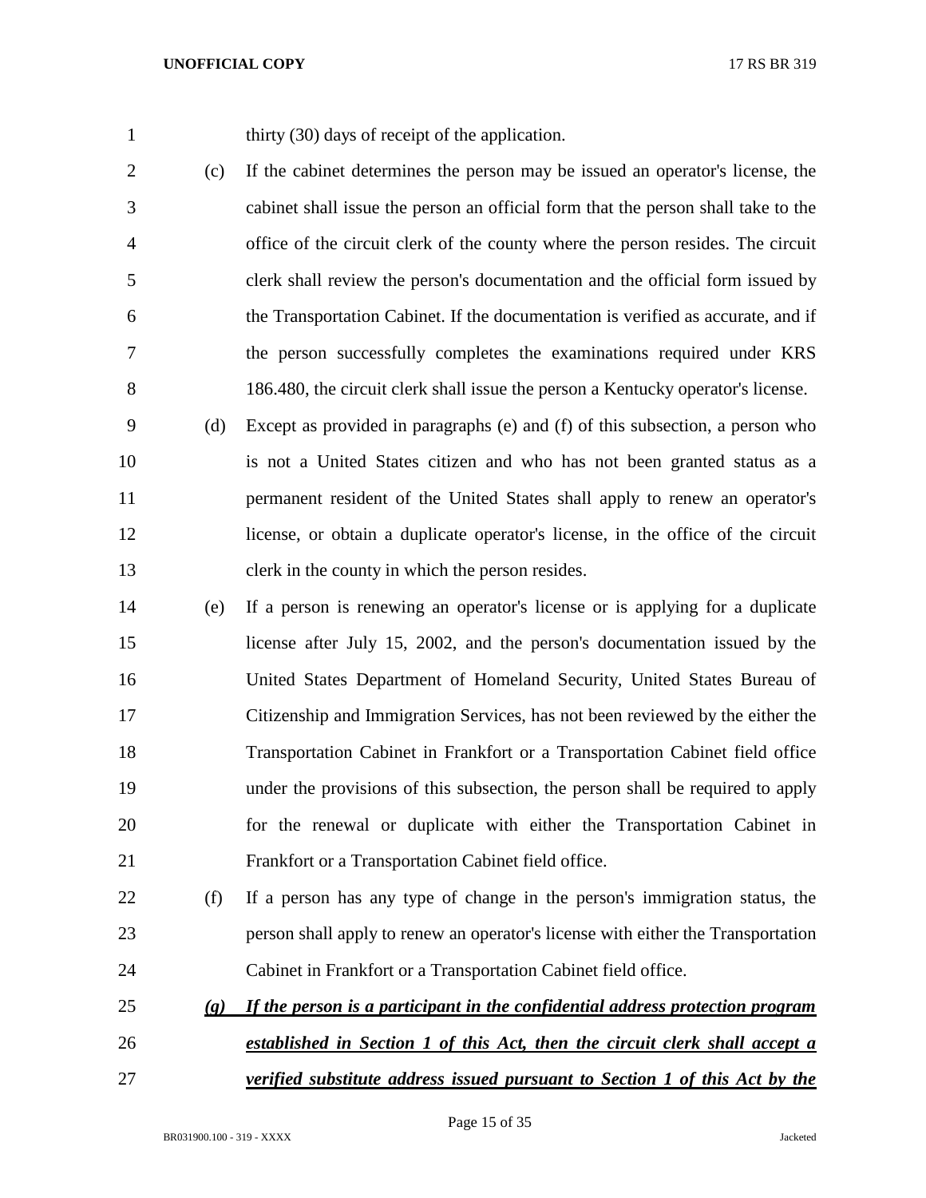thirty (30) days of receipt of the application.

(c) If the cabinet determines the person may be issued an operator's license, the cabinet shall issue the person an official form that the person shall take to the office of the circuit clerk of the county where the person resides. The circuit clerk shall review the person's documentation and the official form issued by the Transportation Cabinet. If the documentation is verified as accurate, and if the person successfully completes the examinations required under KRS 186.480, the circuit clerk shall issue the person a Kentucky operator's license.

(d) Except as provided in paragraphs (e) and (f) of this subsection, a person who is not a United States citizen and who has not been granted status as a permanent resident of the United States shall apply to renew an operator's license, or obtain a duplicate operator's license, in the office of the circuit clerk in the county in which the person resides.

(e) If a person is renewing an operator's license or is applying for a duplicate license after July 15, 2002, and the person's documentation issued by the United States Department of Homeland Security, United States Bureau of Citizenship and Immigration Services, has not been reviewed by the either the Transportation Cabinet in Frankfort or a Transportation Cabinet field office under the provisions of this subsection, the person shall be required to apply for the renewal or duplicate with either the Transportation Cabinet in Frankfort or a Transportation Cabinet field office.

(f) If a person has any type of change in the person's immigration status, the person shall apply to renew an operator's license with either the Transportation Cabinet in Frankfort or a Transportation Cabinet field office.

***(g) If the person is a participant in the confidential address protection program established in Section 1 of this Act, then the circuit clerk shall accept a verified substitute address issued pursuant to Section 1 of this Act by the***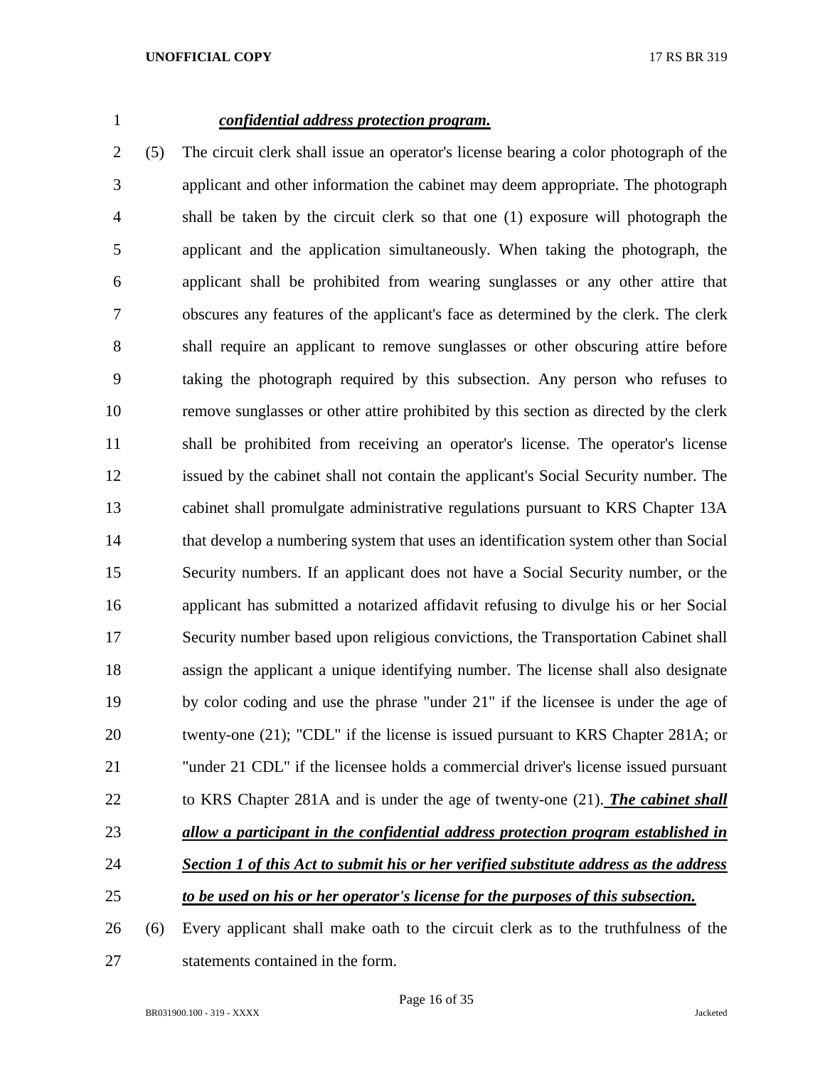***confidential address protection program.***

(5) The circuit clerk shall issue an operator's license bearing a color photograph of the applicant and other information the cabinet may deem appropriate. The photograph shall be taken by the circuit clerk so that one (1) exposure will photograph the applicant and the application simultaneously. When taking the photograph, the applicant shall be prohibited from wearing sunglasses or any other attire that obscures any features of the applicant's face as determined by the clerk. The clerk shall require an applicant to remove sunglasses or other obscuring attire before taking the photograph required by this subsection. Any person who refuses to remove sunglasses or other attire prohibited by this section as directed by the clerk shall be prohibited from receiving an operator's license. The operator's license issued by the cabinet shall not contain the applicant's Social Security number. The cabinet shall promulgate administrative regulations pursuant to KRS Chapter 13A that develop a numbering system that uses an identification system other than Social Security numbers. If an applicant does not have a Social Security number, or the applicant has submitted a notarized affidavit refusing to divulge his or her Social Security number based upon religious convictions, the Transportation Cabinet shall assign the applicant a unique identifying number. The license shall also designate by color coding and use the phrase "under 21" if the licensee is under the age of twenty-one (21); "CDL" if the license is issued pursuant to KRS Chapter 281A; or "under 21 CDL" if the licensee holds a commercial driver's license issued pursuant to KRS Chapter 281A and is under the age of twenty-one (21). ***The cabinet shall allow a participant in the confidential address protection program established in Section 1 of this Act to submit his or her verified substitute address as the address to be used on his or her operator's license for the purposes of this subsection.***

(6) Every applicant shall make oath to the circuit clerk as to the truthfulness of the statements contained in the form.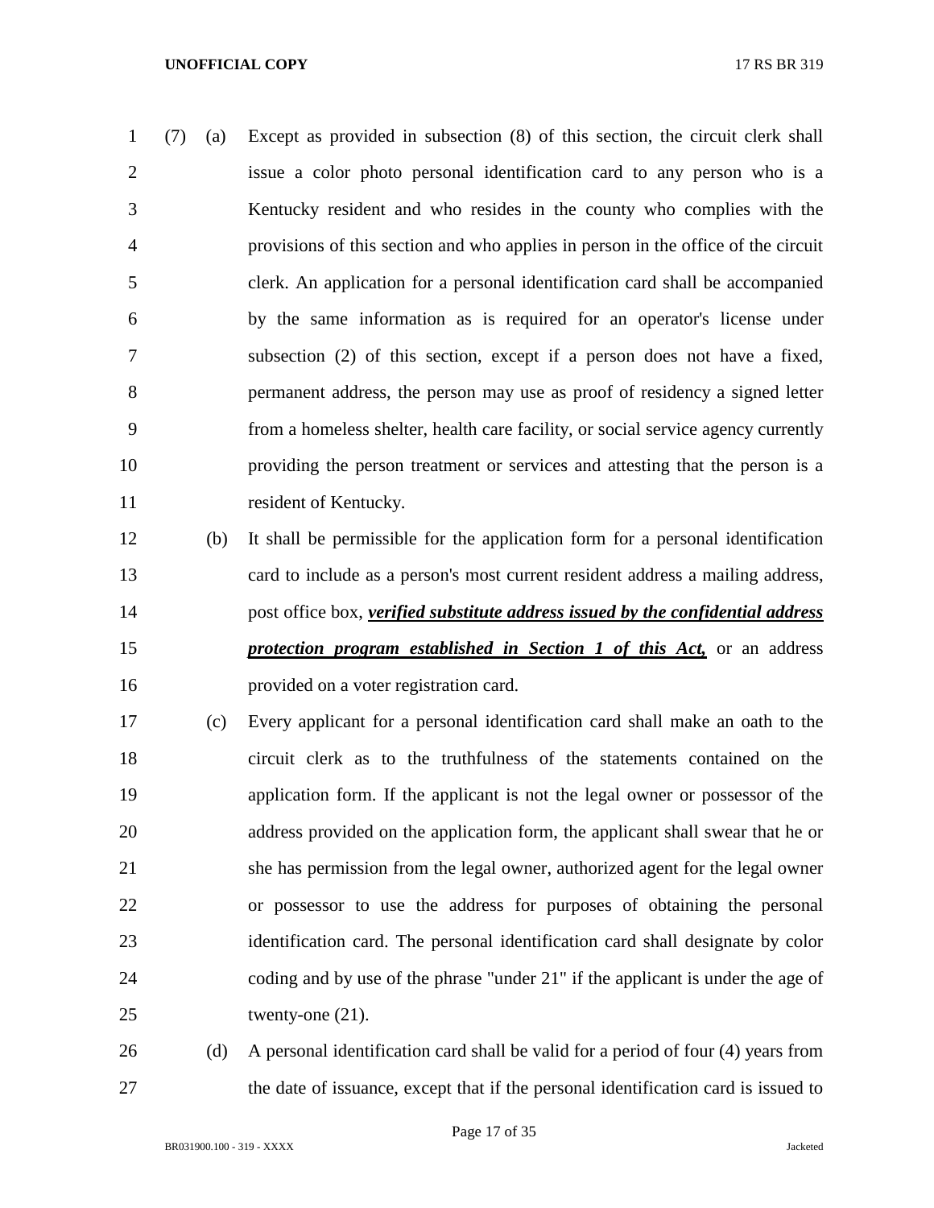(7) (a) Except as provided in subsection (8) of this section, the circuit clerk shall issue a color photo personal identification card to any person who is a Kentucky resident and who resides in the county who complies with the provisions of this section and who applies in person in the office of the circuit clerk. An application for a personal identification card shall be accompanied by the same information as is required for an operator's license under subsection (2) of this section, except if a person does not have a fixed, permanent address, the person may use as proof of residency a signed letter from a homeless shelter, health care facility, or social service agency currently providing the person treatment or services and attesting that the person is a resident of Kentucky.

(b) It shall be permissible for the application form for a personal identification card to include as a person's most current resident address a mailing address, post office box, ***verified substitute address issued by the confidential address protection program established in Section 1 of this Act,*** or an address provided on a voter registration card.

(c) Every applicant for a personal identification card shall make an oath to the circuit clerk as to the truthfulness of the statements contained on the application form. If the applicant is not the legal owner or possessor of the address provided on the application form, the applicant shall swear that he or she has permission from the legal owner, authorized agent for the legal owner or possessor to use the address for purposes of obtaining the personal identification card. The personal identification card shall designate by color coding and by use of the phrase "under 21" if the applicant is under the age of twenty-one (21).

(d) A personal identification card shall be valid for a period of four (4) years from the date of issuance, except that if the personal identification card is issued to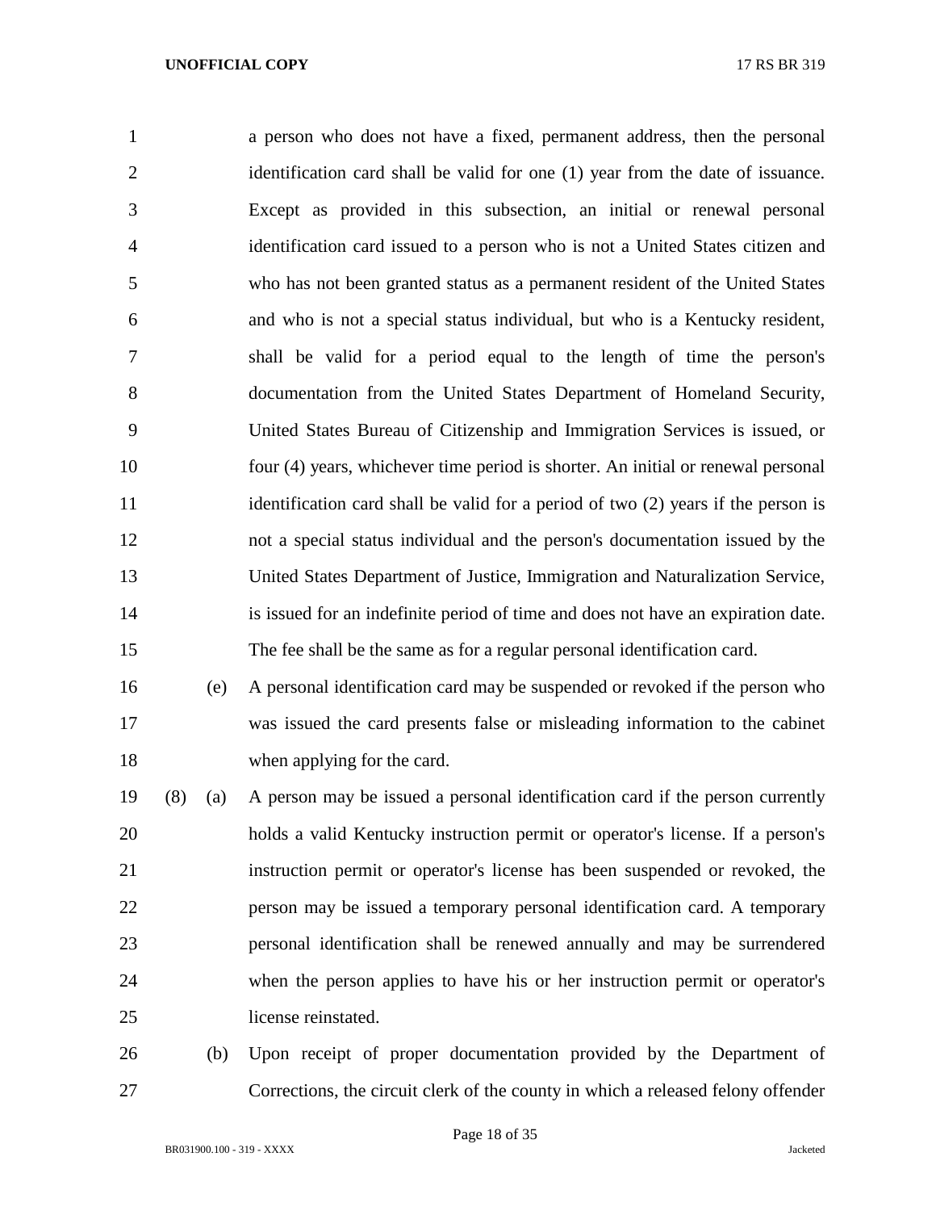a person who does not have a fixed, permanent address, then the personal identification card shall be valid for one (1) year from the date of issuance. Except as provided in this subsection, an initial or renewal personal identification card issued to a person who is not a United States citizen and who has not been granted status as a permanent resident of the United States and who is not a special status individual, but who is a Kentucky resident, shall be valid for a period equal to the length of time the person's documentation from the United States Department of Homeland Security, United States Bureau of Citizenship and Immigration Services is issued, or four (4) years, whichever time period is shorter. An initial or renewal personal identification card shall be valid for a period of two (2) years if the person is not a special status individual and the person's documentation issued by the United States Department of Justice, Immigration and Naturalization Service, is issued for an indefinite period of time and does not have an expiration date. The fee shall be the same as for a regular personal identification card.

(e) A personal identification card may be suspended or revoked if the person who was issued the card presents false or misleading information to the cabinet when applying for the card.

(8) (a) A person may be issued a personal identification card if the person currently holds a valid Kentucky instruction permit or operator's license. If a person's instruction permit or operator's license has been suspended or revoked, the person may be issued a temporary personal identification card. A temporary personal identification shall be renewed annually and may be surrendered when the person applies to have his or her instruction permit or operator's license reinstated.

(b) Upon receipt of proper documentation provided by the Department of Corrections, the circuit clerk of the county in which a released felony offender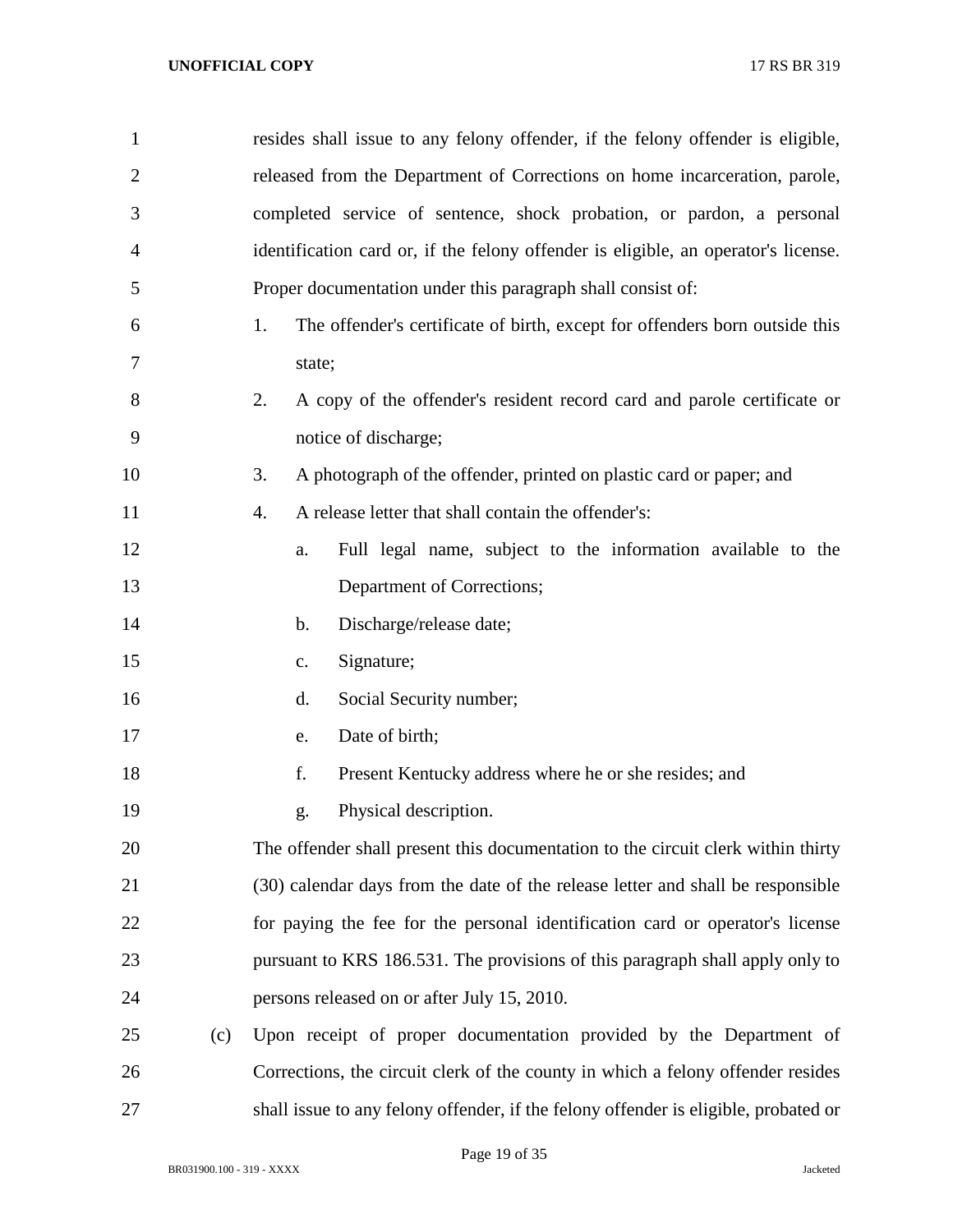resides shall issue to any felony offender, if the felony offender is eligible, released from the Department of Corrections on home incarceration, parole, completed service of sentence, shock probation, or pardon, a personal identification card or, if the felony offender is eligible, an operator's license. Proper documentation under this paragraph shall consist of:

1. The offender's certificate of birth, except for offenders born outside this state;
2. A copy of the offender's resident record card and parole certificate or notice of discharge;
3. A photograph of the offender, printed on plastic card or paper; and
4. A release letter that shall contain the offender's:
   a. Full legal name, subject to the information available to the Department of Corrections;
   b. Discharge/release date;
   c. Signature;
   d. Social Security number;
   e. Date of birth;
   f. Present Kentucky address where he or she resides; and
   g. Physical description.

The offender shall present this documentation to the circuit clerk within thirty (30) calendar days from the date of the release letter and shall be responsible for paying the fee for the personal identification card or operator's license pursuant to KRS 186.531. The provisions of this paragraph shall apply only to persons released on or after July 15, 2010.

(c) Upon receipt of proper documentation provided by the Department of Corrections, the circuit clerk of the county in which a felony offender resides shall issue to any felony offender, if the felony offender is eligible, probated or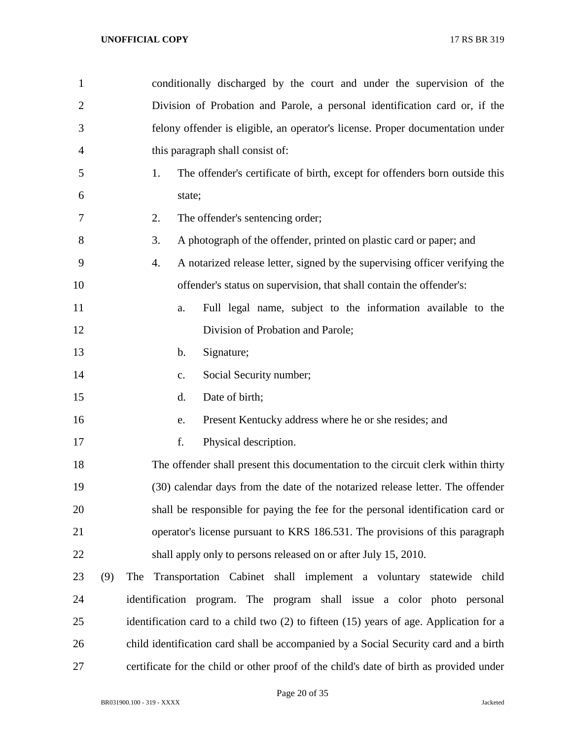conditionally discharged by the court and under the supervision of the Division of Probation and Parole, a personal identification card or, if the felony offender is eligible, an operator's license. Proper documentation under this paragraph shall consist of:

1. The offender's certificate of birth, except for offenders born outside this state;
2. The offender's sentencing order;
3. A photograph of the offender, printed on plastic card or paper; and
4. A notarized release letter, signed by the supervising officer verifying the offender's status on supervision, that shall contain the offender's:
   a. Full legal name, subject to the information available to the Division of Probation and Parole;
   b. Signature;
   c. Social Security number;
   d. Date of birth;
   e. Present Kentucky address where he or she resides; and
   f. Physical description.

The offender shall present this documentation to the circuit clerk within thirty (30) calendar days from the date of the notarized release letter. The offender shall be responsible for paying the fee for the personal identification card or operator's license pursuant to KRS 186.531. The provisions of this paragraph shall apply only to persons released on or after July 15, 2010.

(9) The Transportation Cabinet shall implement a voluntary statewide child identification program. The program shall issue a color photo personal identification card to a child two (2) to fifteen (15) years of age. Application for a child identification card shall be accompanied by a Social Security card and a birth certificate for the child or other proof of the child's date of birth as provided under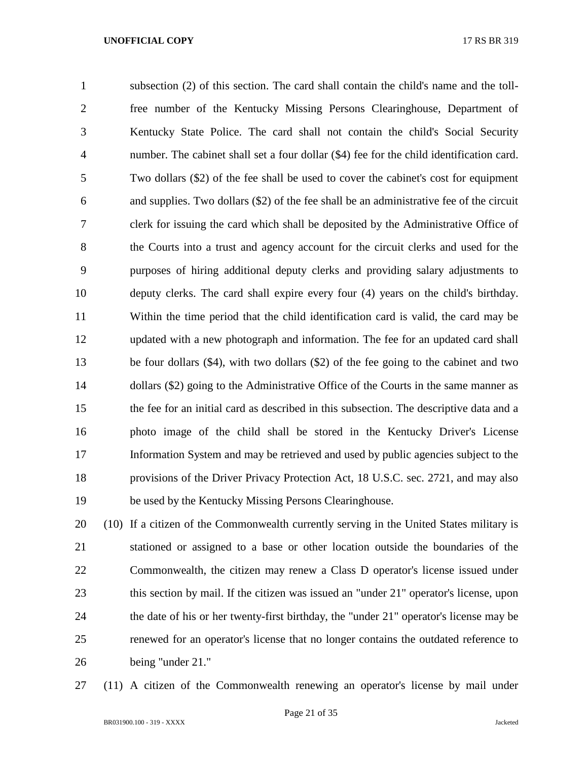subsection (2) of this section. The card shall contain the child's name and the toll-free number of the Kentucky Missing Persons Clearinghouse, Department of Kentucky State Police. The card shall not contain the child's Social Security number. The cabinet shall set a four dollar ($4) fee for the child identification card. Two dollars ($2) of the fee shall be used to cover the cabinet's cost for equipment and supplies. Two dollars ($2) of the fee shall be an administrative fee of the circuit clerk for issuing the card which shall be deposited by the Administrative Office of the Courts into a trust and agency account for the circuit clerks and used for the purposes of hiring additional deputy clerks and providing salary adjustments to deputy clerks. The card shall expire every four (4) years on the child's birthday. Within the time period that the child identification card is valid, the card may be updated with a new photograph and information. The fee for an updated card shall be four dollars ($4), with two dollars ($2) of the fee going to the cabinet and two dollars ($2) going to the Administrative Office of the Courts in the same manner as the fee for an initial card as described in this subsection. The descriptive data and a photo image of the child shall be stored in the Kentucky Driver's License Information System and may be retrieved and used by public agencies subject to the provisions of the Driver Privacy Protection Act, 18 U.S.C. sec. 2721, and may also be used by the Kentucky Missing Persons Clearinghouse.

(10) If a citizen of the Commonwealth currently serving in the United States military is stationed or assigned to a base or other location outside the boundaries of the Commonwealth, the citizen may renew a Class D operator's license issued under this section by mail. If the citizen was issued an "under 21" operator's license, upon the date of his or her twenty-first birthday, the "under 21" operator's license may be renewed for an operator's license that no longer contains the outdated reference to being "under 21."

(11) A citizen of the Commonwealth renewing an operator's license by mail under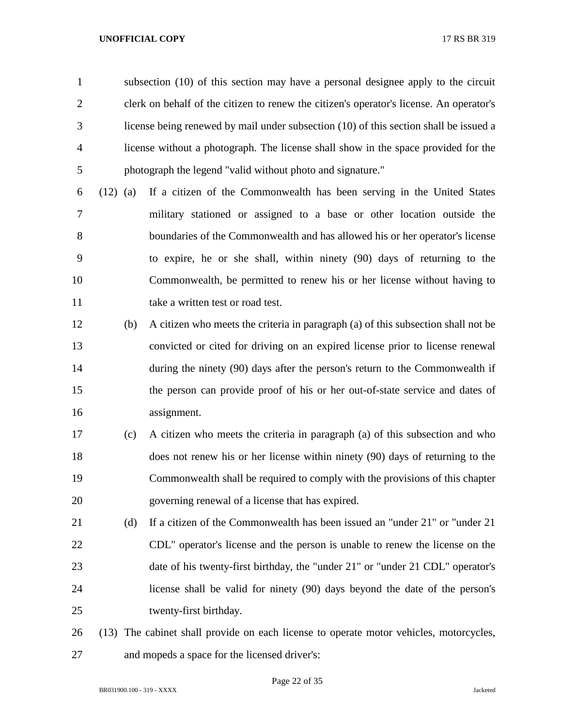subsection (10) of this section may have a personal designee apply to the circuit clerk on behalf of the citizen to renew the citizen's operator's license. An operator's license being renewed by mail under subsection (10) of this section shall be issued a license without a photograph. The license shall show in the space provided for the photograph the legend "valid without photo and signature."

(12) (a) If a citizen of the Commonwealth has been serving in the United States military stationed or assigned to a base or other location outside the boundaries of the Commonwealth and has allowed his or her operator's license to expire, he or she shall, within ninety (90) days of returning to the Commonwealth, be permitted to renew his or her license without having to take a written test or road test.

(b) A citizen who meets the criteria in paragraph (a) of this subsection shall not be convicted or cited for driving on an expired license prior to license renewal during the ninety (90) days after the person's return to the Commonwealth if the person can provide proof of his or her out-of-state service and dates of assignment.

(c) A citizen who meets the criteria in paragraph (a) of this subsection and who does not renew his or her license within ninety (90) days of returning to the Commonwealth shall be required to comply with the provisions of this chapter governing renewal of a license that has expired.

(d) If a citizen of the Commonwealth has been issued an "under 21" or "under 21 CDL" operator's license and the person is unable to renew the license on the date of his twenty-first birthday, the "under 21" or "under 21 CDL" operator's license shall be valid for ninety (90) days beyond the date of the person's twenty-first birthday.

(13) The cabinet shall provide on each license to operate motor vehicles, motorcycles, and mopeds a space for the licensed driver's: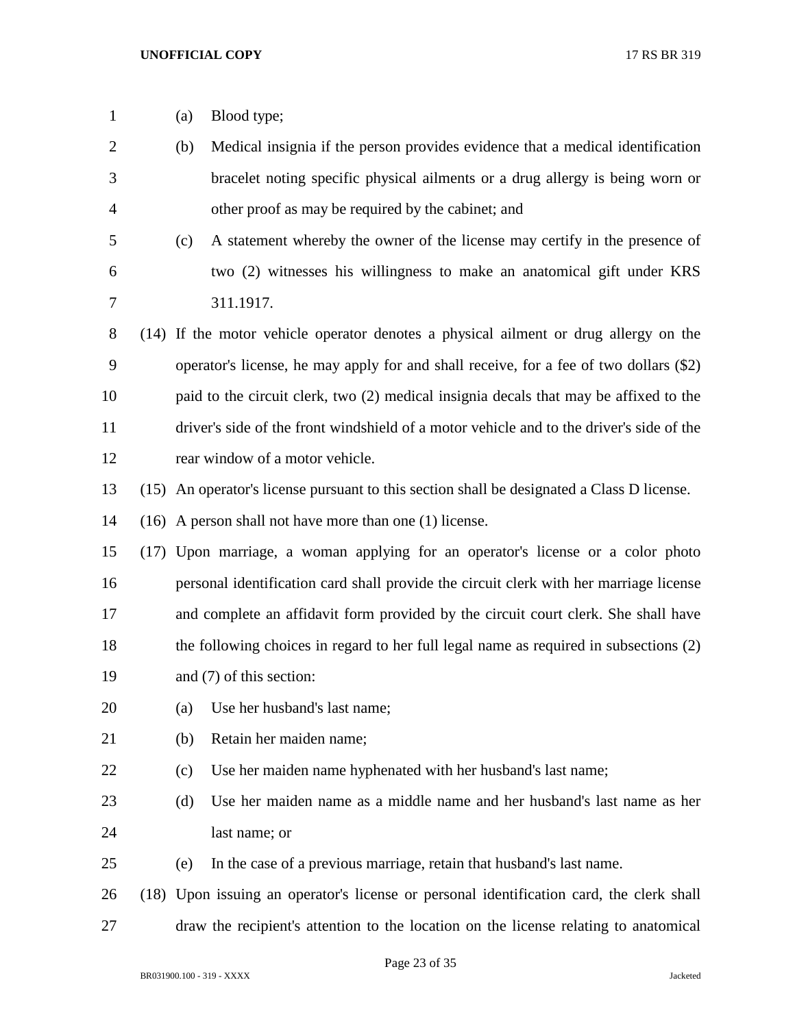(a) Blood type;

(b) Medical insignia if the person provides evidence that a medical identification bracelet noting specific physical ailments or a drug allergy is being worn or other proof as may be required by the cabinet; and

(c) A statement whereby the owner of the license may certify in the presence of two (2) witnesses his willingness to make an anatomical gift under KRS 311.1917.

(14) If the motor vehicle operator denotes a physical ailment or drug allergy on the operator's license, he may apply for and shall receive, for a fee of two dollars ($2) paid to the circuit clerk, two (2) medical insignia decals that may be affixed to the driver's side of the front windshield of a motor vehicle and to the driver's side of the rear window of a motor vehicle.

(15) An operator's license pursuant to this section shall be designated a Class D license.

(16) A person shall not have more than one (1) license.

(17) Upon marriage, a woman applying for an operator's license or a color photo personal identification card shall provide the circuit clerk with her marriage license and complete an affidavit form provided by the circuit court clerk. She shall have the following choices in regard to her full legal name as required in subsections (2) and (7) of this section:

(a) Use her husband's last name;

(b) Retain her maiden name;

(c) Use her maiden name hyphenated with her husband's last name;

(d) Use her maiden name as a middle name and her husband's last name as her last name; or

(e) In the case of a previous marriage, retain that husband's last name.

(18) Upon issuing an operator's license or personal identification card, the clerk shall draw the recipient's attention to the location on the license relating to anatomical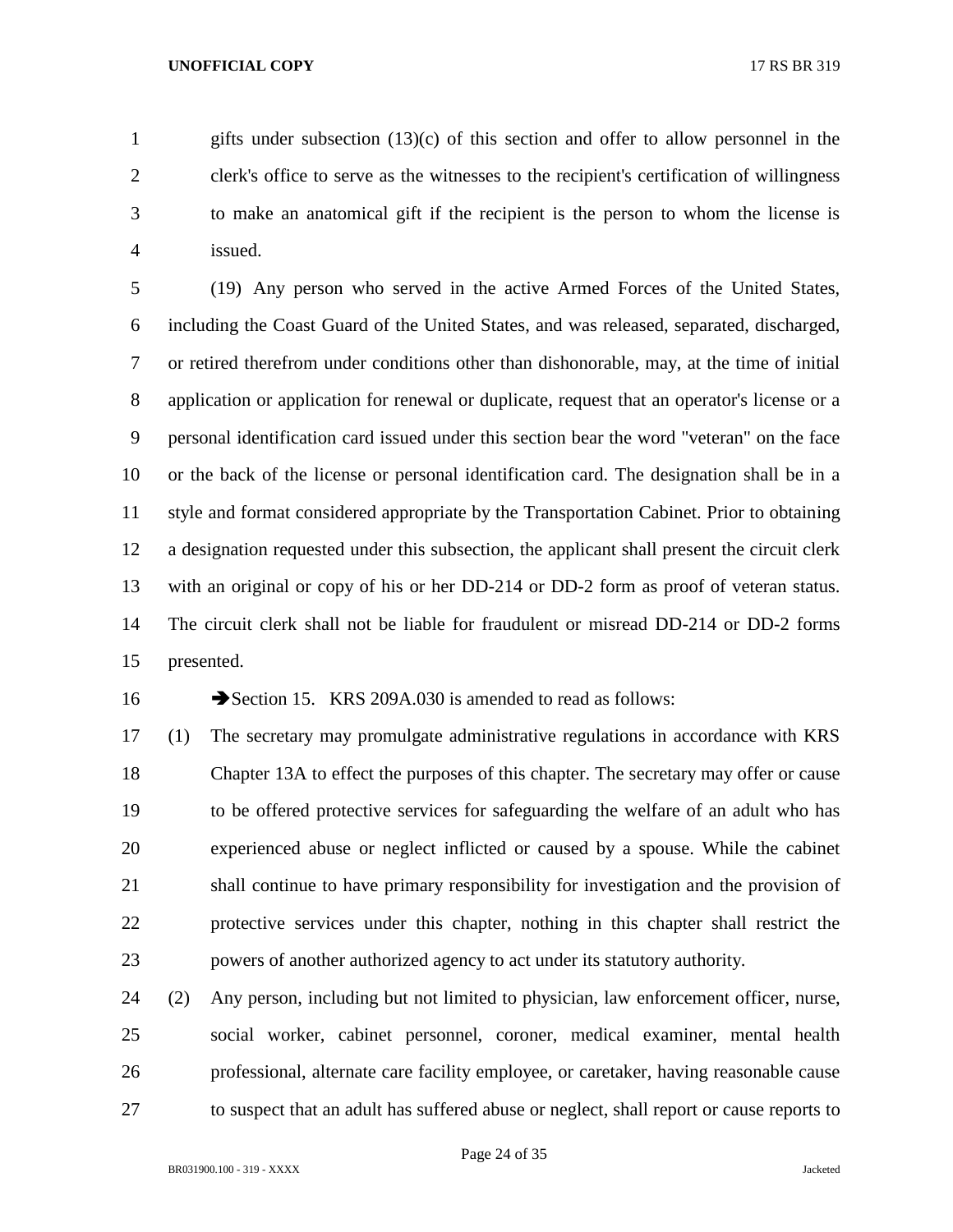gifts under subsection (13)(c) of this section and offer to allow personnel in the clerk's office to serve as the witnesses to the recipient's certification of willingness to make an anatomical gift if the recipient is the person to whom the license is issued.

(19) Any person who served in the active Armed Forces of the United States, including the Coast Guard of the United States, and was released, separated, discharged, or retired therefrom under conditions other than dishonorable, may, at the time of initial application or application for renewal or duplicate, request that an operator's license or a personal identification card issued under this section bear the word "veteran" on the face or the back of the license or personal identification card. The designation shall be in a style and format considered appropriate by the Transportation Cabinet. Prior to obtaining a designation requested under this subsection, the applicant shall present the circuit clerk with an original or copy of his or her DD-214 or DD-2 form as proof of veteran status. The circuit clerk shall not be liable for fraudulent or misread DD-214 or DD-2 forms presented.

➔Section 15. KRS 209A.030 is amended to read as follows:

(1) The secretary may promulgate administrative regulations in accordance with KRS Chapter 13A to effect the purposes of this chapter. The secretary may offer or cause to be offered protective services for safeguarding the welfare of an adult who has experienced abuse or neglect inflicted or caused by a spouse. While the cabinet shall continue to have primary responsibility for investigation and the provision of protective services under this chapter, nothing in this chapter shall restrict the powers of another authorized agency to act under its statutory authority.

(2) Any person, including but not limited to physician, law enforcement officer, nurse, social worker, cabinet personnel, coroner, medical examiner, mental health professional, alternate care facility employee, or caretaker, having reasonable cause to suspect that an adult has suffered abuse or neglect, shall report or cause reports to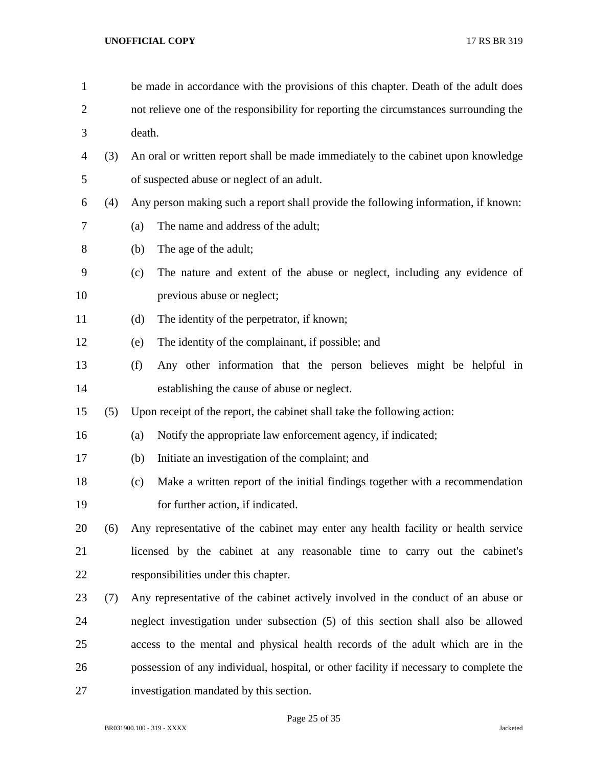be made in accordance with the provisions of this chapter. Death of the adult does not relieve one of the responsibility for reporting the circumstances surrounding the death.

(3) An oral or written report shall be made immediately to the cabinet upon knowledge of suspected abuse or neglect of an adult.

(4) Any person making such a report shall provide the following information, if known:

(a) The name and address of the adult;

(b) The age of the adult;

(c) The nature and extent of the abuse or neglect, including any evidence of previous abuse or neglect;

(d) The identity of the perpetrator, if known;

(e) The identity of the complainant, if possible; and

(f) Any other information that the person believes might be helpful in establishing the cause of abuse or neglect.

(5) Upon receipt of the report, the cabinet shall take the following action:

(a) Notify the appropriate law enforcement agency, if indicated;

(b) Initiate an investigation of the complaint; and

(c) Make a written report of the initial findings together with a recommendation for further action, if indicated.

(6) Any representative of the cabinet may enter any health facility or health service licensed by the cabinet at any reasonable time to carry out the cabinet's responsibilities under this chapter.

(7) Any representative of the cabinet actively involved in the conduct of an abuse or neglect investigation under subsection (5) of this section shall also be allowed access to the mental and physical health records of the adult which are in the possession of any individual, hospital, or other facility if necessary to complete the investigation mandated by this section.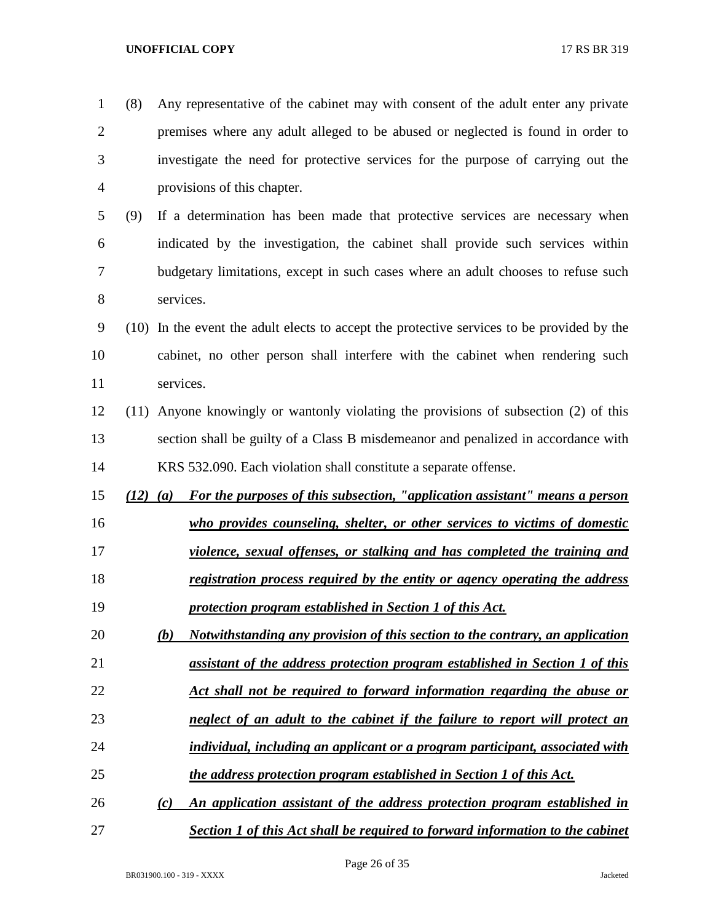(8) Any representative of the cabinet may with consent of the adult enter any private premises where any adult alleged to be abused or neglected is found in order to investigate the need for protective services for the purpose of carrying out the provisions of this chapter.

(9) If a determination has been made that protective services are necessary when indicated by the investigation, the cabinet shall provide such services within budgetary limitations, except in such cases where an adult chooses to refuse such services.

(10) In the event the adult elects to accept the protective services to be provided by the cabinet, no other person shall interfere with the cabinet when rendering such services.

(11) Anyone knowingly or wantonly violating the provisions of subsection (2) of this section shall be guilty of a Class B misdemeanor and penalized in accordance with KRS 532.090. Each violation shall constitute a separate offense.

***(12) (a) For the purposes of this subsection, "application assistant" means a person who provides counseling, shelter, or other services to victims of domestic violence, sexual offenses, or stalking and has completed the training and registration process required by the entity or agency operating the address protection program established in Section 1 of this Act.***

***(b) Notwithstanding any provision of this section to the contrary, an application assistant of the address protection program established in Section 1 of this Act shall not be required to forward information regarding the abuse or neglect of an adult to the cabinet if the failure to report will protect an individual, including an applicant or a program participant, associated with the address protection program established in Section 1 of this Act.***

***(c) An application assistant of the address protection program established in Section 1 of this Act shall be required to forward information to the cabinet***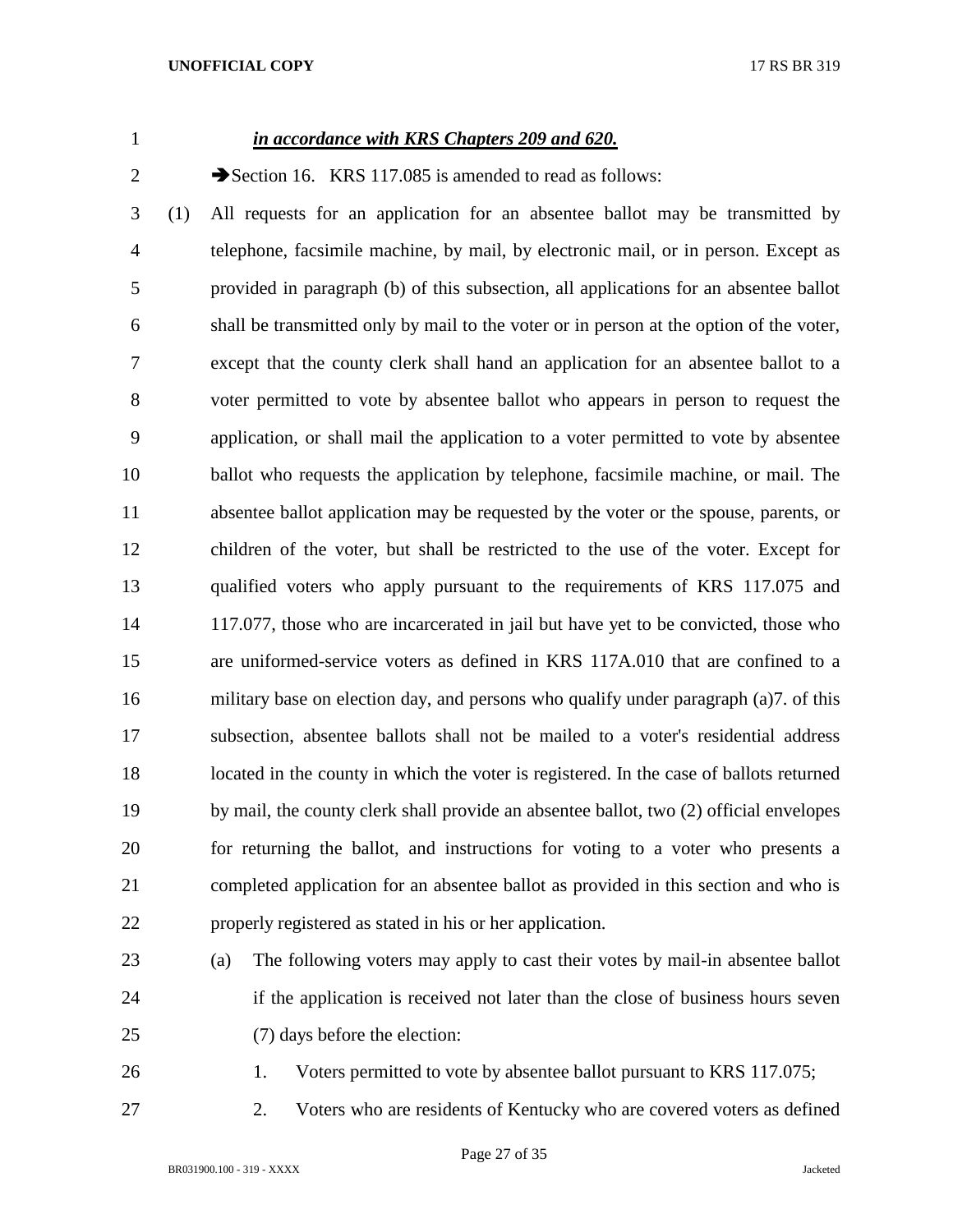***in accordance with KRS Chapters 209 and 620.***

➔Section 16. KRS 117.085 is amended to read as follows:

(1) All requests for an application for an absentee ballot may be transmitted by telephone, facsimile machine, by mail, by electronic mail, or in person. Except as provided in paragraph (b) of this subsection, all applications for an absentee ballot shall be transmitted only by mail to the voter or in person at the option of the voter, except that the county clerk shall hand an application for an absentee ballot to a voter permitted to vote by absentee ballot who appears in person to request the application, or shall mail the application to a voter permitted to vote by absentee ballot who requests the application by telephone, facsimile machine, or mail. The absentee ballot application may be requested by the voter or the spouse, parents, or children of the voter, but shall be restricted to the use of the voter. Except for qualified voters who apply pursuant to the requirements of KRS 117.075 and 117.077, those who are incarcerated in jail but have yet to be convicted, those who are uniformed-service voters as defined in KRS 117A.010 that are confined to a military base on election day, and persons who qualify under paragraph (a)7. of this subsection, absentee ballots shall not be mailed to a voter's residential address located in the county in which the voter is registered. In the case of ballots returned by mail, the county clerk shall provide an absentee ballot, two (2) official envelopes for returning the ballot, and instructions for voting to a voter who presents a completed application for an absentee ballot as provided in this section and who is properly registered as stated in his or her application.

(a) The following voters may apply to cast their votes by mail-in absentee ballot if the application is received not later than the close of business hours seven (7) days before the election:

1. Voters permitted to vote by absentee ballot pursuant to KRS 117.075;

2. Voters who are residents of Kentucky who are covered voters as defined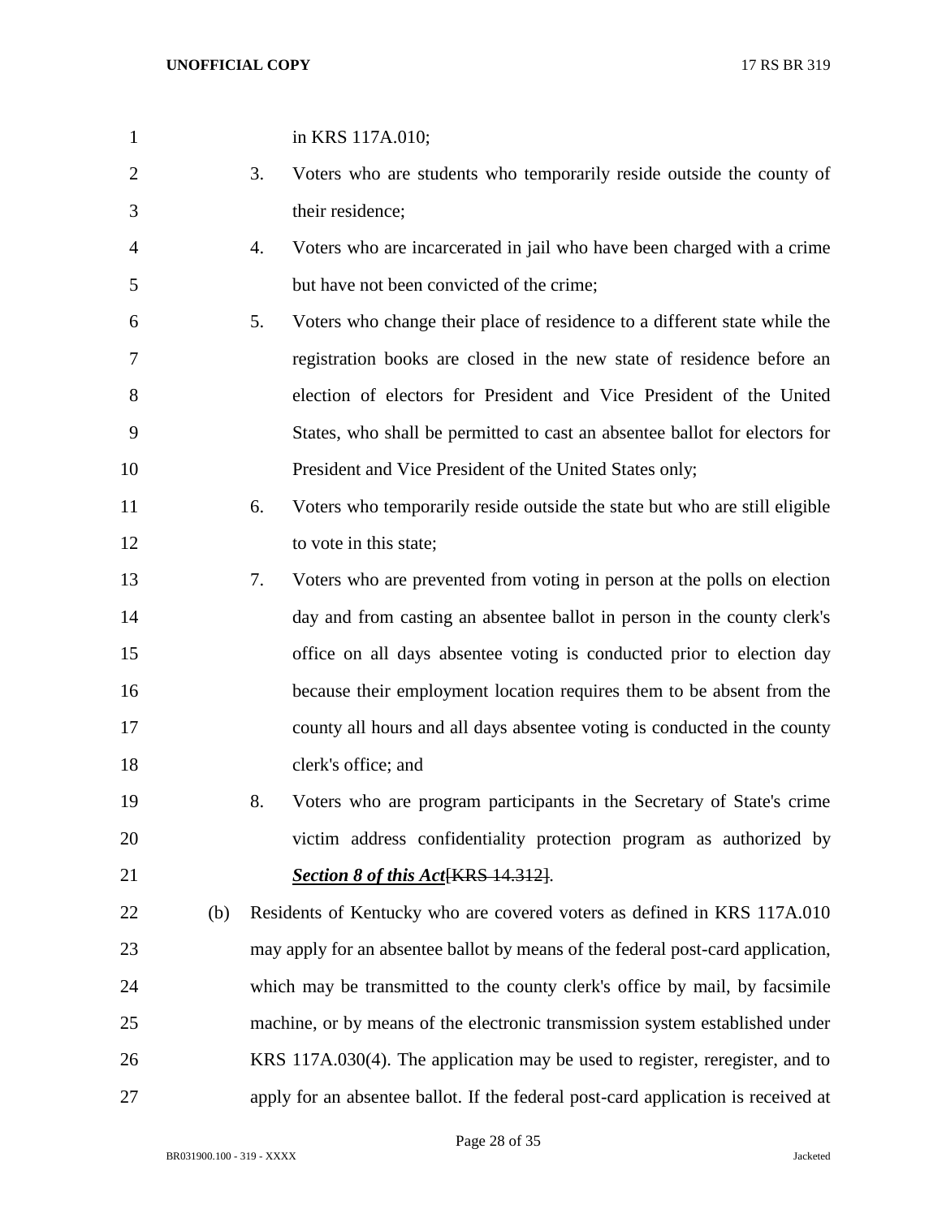in KRS 117A.010;

3. Voters who are students who temporarily reside outside the county of their residence;

4. Voters who are incarcerated in jail who have been charged with a crime but have not been convicted of the crime;

5. Voters who change their place of residence to a different state while the registration books are closed in the new state of residence before an election of electors for President and Vice President of the United States, who shall be permitted to cast an absentee ballot for electors for President and Vice President of the United States only;

6. Voters who temporarily reside outside the state but who are still eligible to vote in this state;

7. Voters who are prevented from voting in person at the polls on election day and from casting an absentee ballot in person in the county clerk's office on all days absentee voting is conducted prior to election day because their employment location requires them to be absent from the county all hours and all days absentee voting is conducted in the county clerk's office; and

8. Voters who are program participants in the Secretary of State's crime victim address confidentiality protection program as authorized by ***Section 8 of this Act***~~[KRS 14.312]~~.

(b) Residents of Kentucky who are covered voters as defined in KRS 117A.010 may apply for an absentee ballot by means of the federal post-card application, which may be transmitted to the county clerk's office by mail, by facsimile machine, or by means of the electronic transmission system established under KRS 117A.030(4). The application may be used to register, reregister, and to apply for an absentee ballot. If the federal post-card application is received at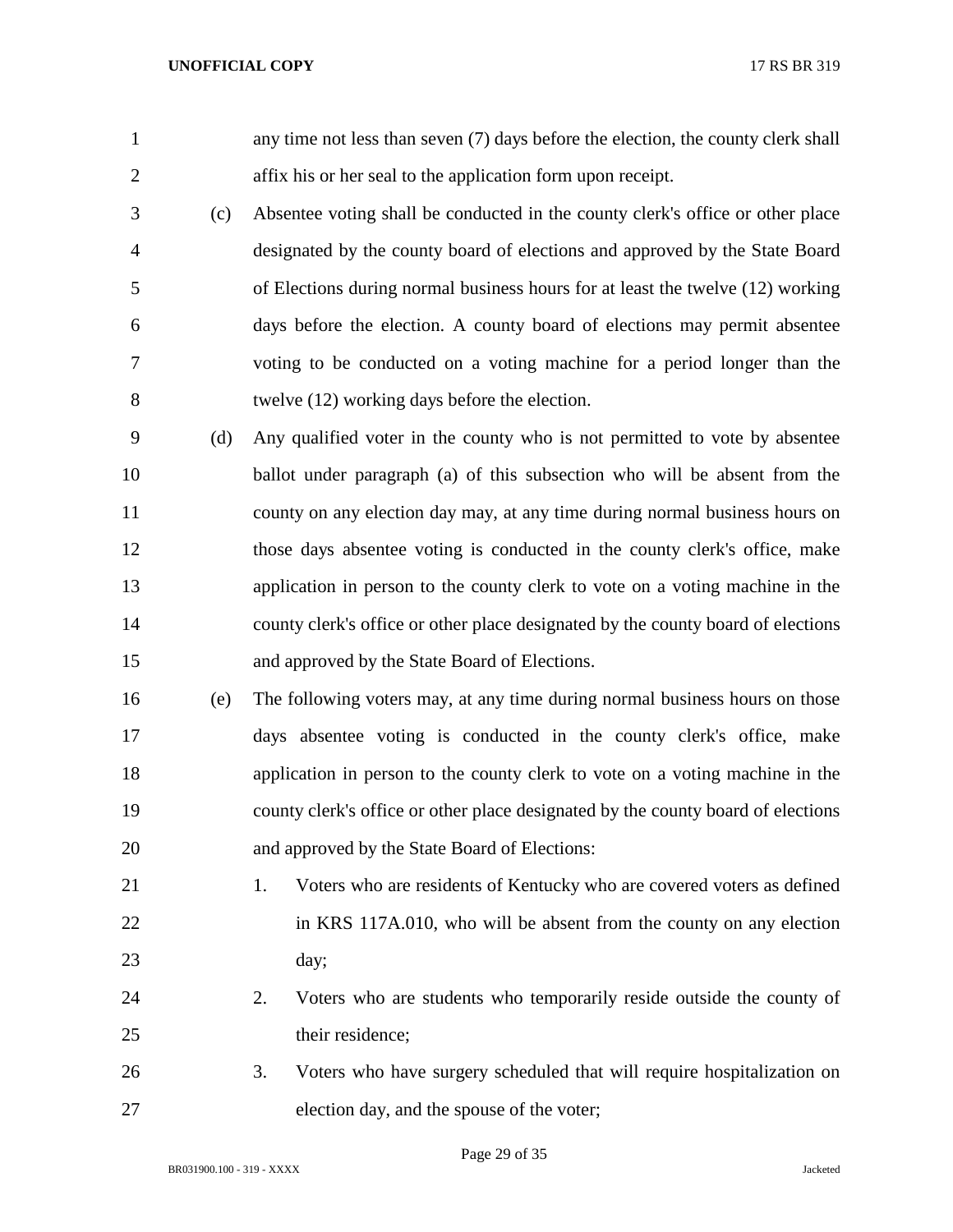any time not less than seven (7) days before the election, the county clerk shall affix his or her seal to the application form upon receipt.

(c) Absentee voting shall be conducted in the county clerk's office or other place designated by the county board of elections and approved by the State Board of Elections during normal business hours for at least the twelve (12) working days before the election. A county board of elections may permit absentee voting to be conducted on a voting machine for a period longer than the twelve (12) working days before the election.

(d) Any qualified voter in the county who is not permitted to vote by absentee ballot under paragraph (a) of this subsection who will be absent from the county on any election day may, at any time during normal business hours on those days absentee voting is conducted in the county clerk's office, make application in person to the county clerk to vote on a voting machine in the county clerk's office or other place designated by the county board of elections and approved by the State Board of Elections.

(e) The following voters may, at any time during normal business hours on those days absentee voting is conducted in the county clerk's office, make application in person to the county clerk to vote on a voting machine in the county clerk's office or other place designated by the county board of elections and approved by the State Board of Elections:

1. Voters who are residents of Kentucky who are covered voters as defined in KRS 117A.010, who will be absent from the county on any election day;
2. Voters who are students who temporarily reside outside the county of their residence;
3. Voters who have surgery scheduled that will require hospitalization on election day, and the spouse of the voter;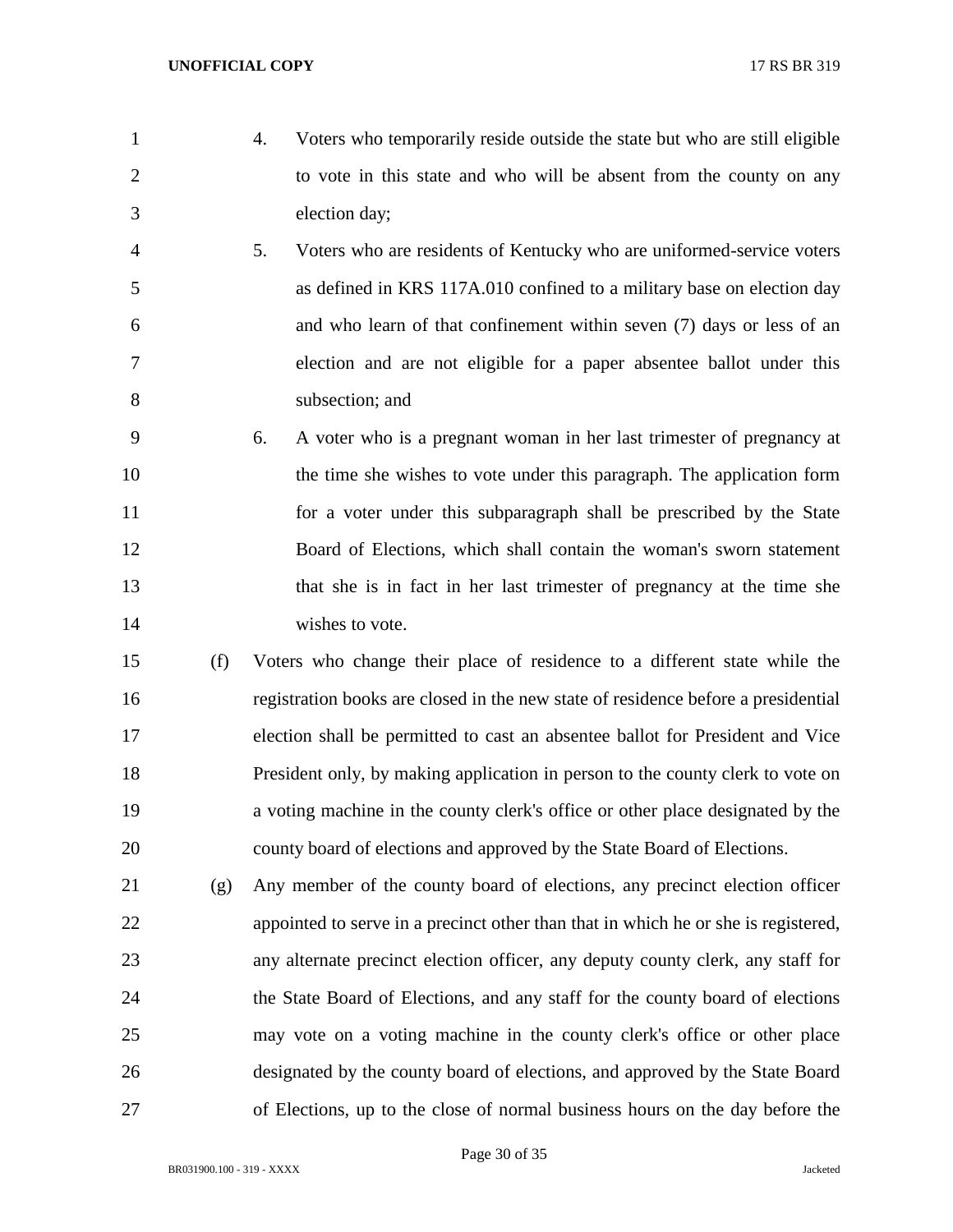4. Voters who temporarily reside outside the state but who are still eligible to vote in this state and who will be absent from the county on any election day;

5. Voters who are residents of Kentucky who are uniformed-service voters as defined in KRS 117A.010 confined to a military base on election day and who learn of that confinement within seven (7) days or less of an election and are not eligible for a paper absentee ballot under this subsection; and

6. A voter who is a pregnant woman in her last trimester of pregnancy at the time she wishes to vote under this paragraph. The application form for a voter under this subparagraph shall be prescribed by the State Board of Elections, which shall contain the woman's sworn statement that she is in fact in her last trimester of pregnancy at the time she wishes to vote.

(f) Voters who change their place of residence to a different state while the registration books are closed in the new state of residence before a presidential election shall be permitted to cast an absentee ballot for President and Vice President only, by making application in person to the county clerk to vote on a voting machine in the county clerk's office or other place designated by the county board of elections and approved by the State Board of Elections.

(g) Any member of the county board of elections, any precinct election officer appointed to serve in a precinct other than that in which he or she is registered, any alternate precinct election officer, any deputy county clerk, any staff for the State Board of Elections, and any staff for the county board of elections may vote on a voting machine in the county clerk's office or other place designated by the county board of elections, and approved by the State Board of Elections, up to the close of normal business hours on the day before the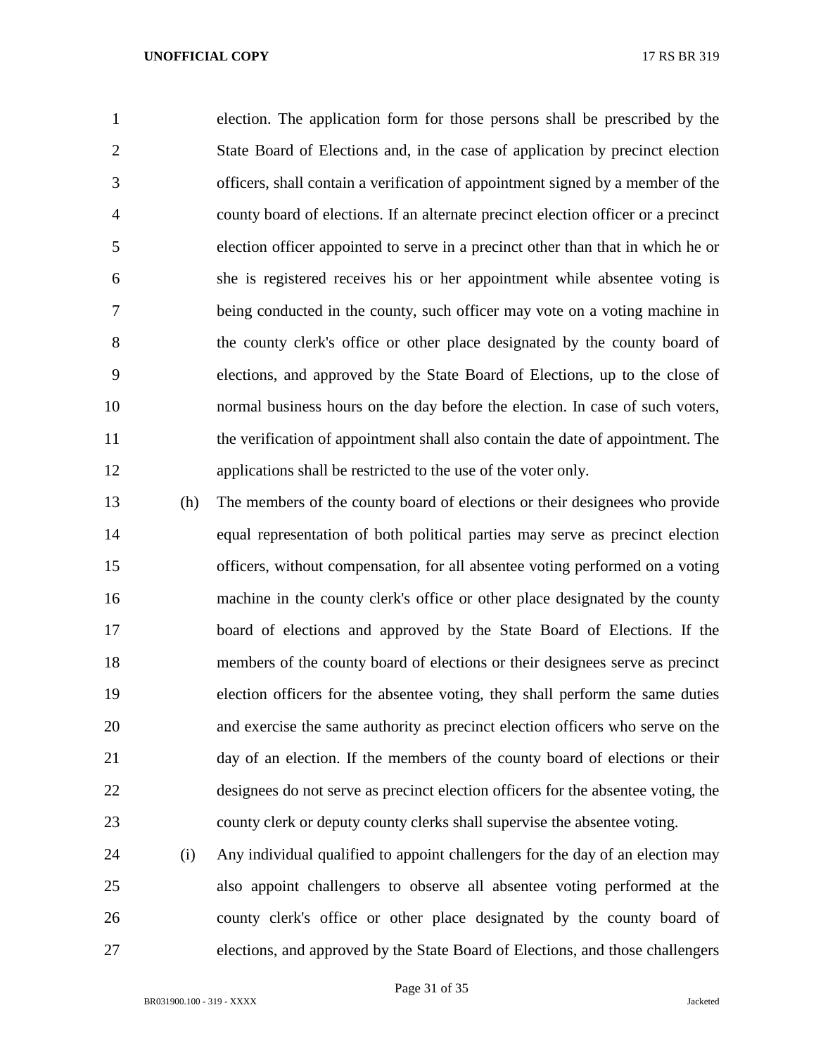election. The application form for those persons shall be prescribed by the State Board of Elections and, in the case of application by precinct election officers, shall contain a verification of appointment signed by a member of the county board of elections. If an alternate precinct election officer or a precinct election officer appointed to serve in a precinct other than that in which he or she is registered receives his or her appointment while absentee voting is being conducted in the county, such officer may vote on a voting machine in the county clerk's office or other place designated by the county board of elections, and approved by the State Board of Elections, up to the close of normal business hours on the day before the election. In case of such voters, the verification of appointment shall also contain the date of appointment. The applications shall be restricted to the use of the voter only.

(h) The members of the county board of elections or their designees who provide equal representation of both political parties may serve as precinct election officers, without compensation, for all absentee voting performed on a voting machine in the county clerk's office or other place designated by the county board of elections and approved by the State Board of Elections. If the members of the county board of elections or their designees serve as precinct election officers for the absentee voting, they shall perform the same duties and exercise the same authority as precinct election officers who serve on the day of an election. If the members of the county board of elections or their designees do not serve as precinct election officers for the absentee voting, the county clerk or deputy county clerks shall supervise the absentee voting.

(i) Any individual qualified to appoint challengers for the day of an election may also appoint challengers to observe all absentee voting performed at the county clerk's office or other place designated by the county board of elections, and approved by the State Board of Elections, and those challengers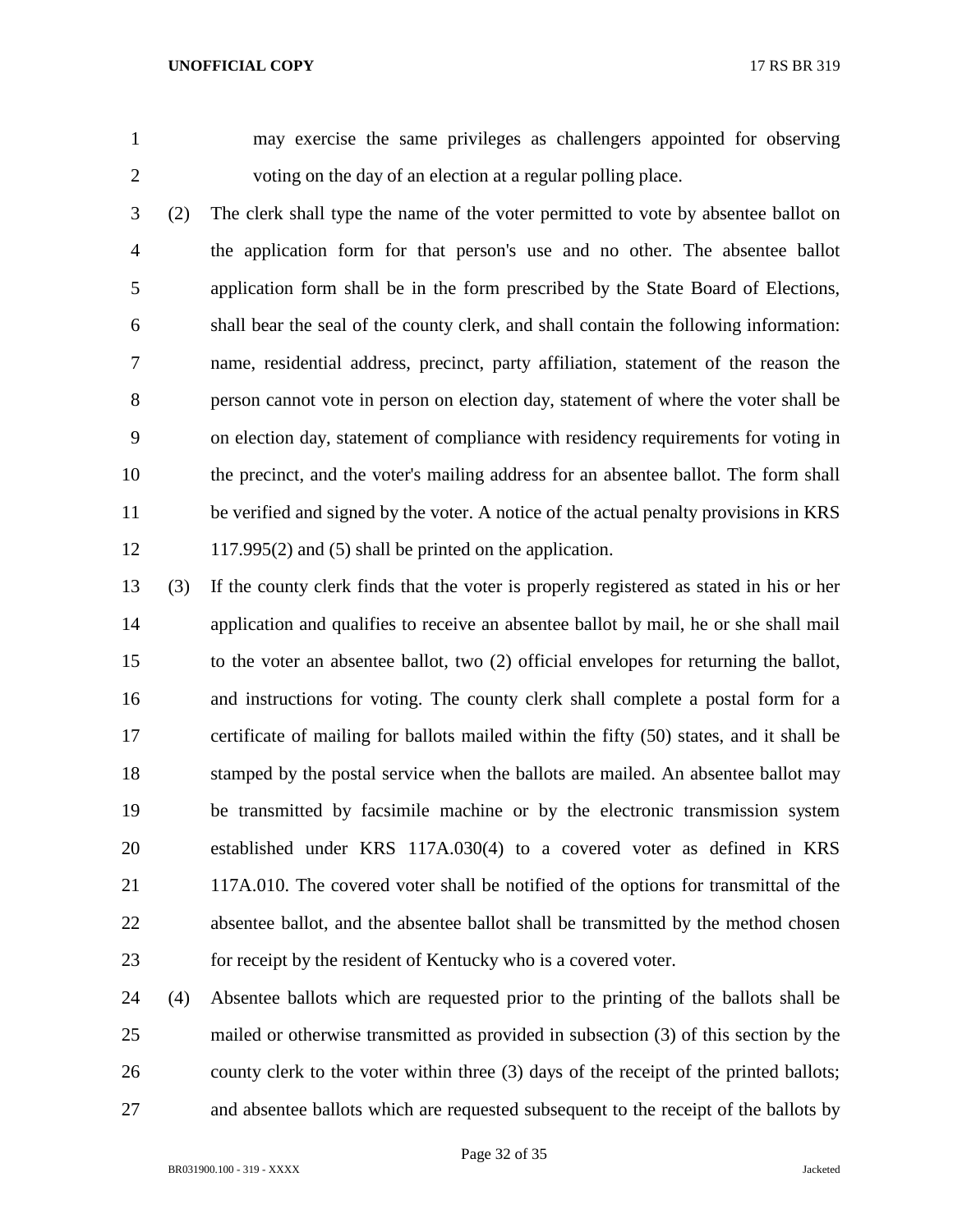may exercise the same privileges as challengers appointed for observing voting on the day of an election at a regular polling place.

(2) The clerk shall type the name of the voter permitted to vote by absentee ballot on the application form for that person's use and no other. The absentee ballot application form shall be in the form prescribed by the State Board of Elections, shall bear the seal of the county clerk, and shall contain the following information: name, residential address, precinct, party affiliation, statement of the reason the person cannot vote in person on election day, statement of where the voter shall be on election day, statement of compliance with residency requirements for voting in the precinct, and the voter's mailing address for an absentee ballot. The form shall be verified and signed by the voter. A notice of the actual penalty provisions in KRS 117.995(2) and (5) shall be printed on the application.

(3) If the county clerk finds that the voter is properly registered as stated in his or her application and qualifies to receive an absentee ballot by mail, he or she shall mail to the voter an absentee ballot, two (2) official envelopes for returning the ballot, and instructions for voting. The county clerk shall complete a postal form for a certificate of mailing for ballots mailed within the fifty (50) states, and it shall be stamped by the postal service when the ballots are mailed. An absentee ballot may be transmitted by facsimile machine or by the electronic transmission system established under KRS 117A.030(4) to a covered voter as defined in KRS 117A.010. The covered voter shall be notified of the options for transmittal of the absentee ballot, and the absentee ballot shall be transmitted by the method chosen for receipt by the resident of Kentucky who is a covered voter.

(4) Absentee ballots which are requested prior to the printing of the ballots shall be mailed or otherwise transmitted as provided in subsection (3) of this section by the county clerk to the voter within three (3) days of the receipt of the printed ballots; and absentee ballots which are requested subsequent to the receipt of the ballots by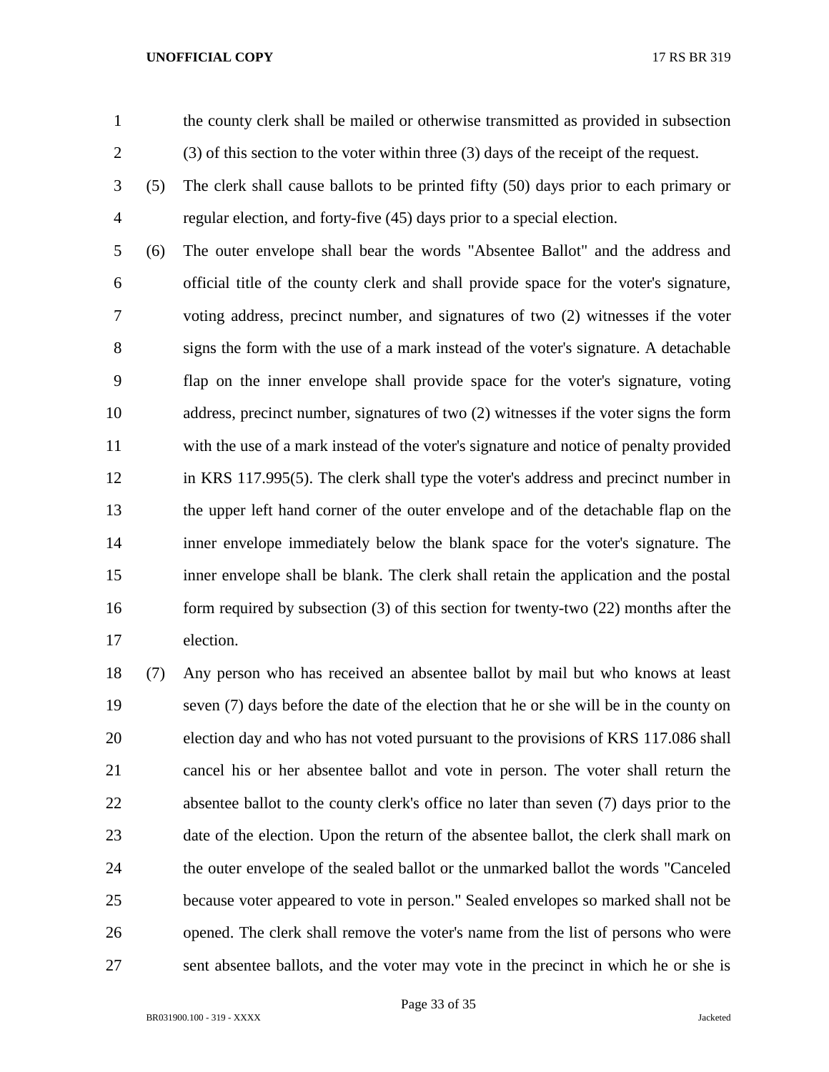the county clerk shall be mailed or otherwise transmitted as provided in subsection (3) of this section to the voter within three (3) days of the receipt of the request.

(5) The clerk shall cause ballots to be printed fifty (50) days prior to each primary or regular election, and forty-five (45) days prior to a special election.

(6) The outer envelope shall bear the words "Absentee Ballot" and the address and official title of the county clerk and shall provide space for the voter's signature, voting address, precinct number, and signatures of two (2) witnesses if the voter signs the form with the use of a mark instead of the voter's signature. A detachable flap on the inner envelope shall provide space for the voter's signature, voting address, precinct number, signatures of two (2) witnesses if the voter signs the form with the use of a mark instead of the voter's signature and notice of penalty provided in KRS 117.995(5). The clerk shall type the voter's address and precinct number in the upper left hand corner of the outer envelope and of the detachable flap on the inner envelope immediately below the blank space for the voter's signature. The inner envelope shall be blank. The clerk shall retain the application and the postal form required by subsection (3) of this section for twenty-two (22) months after the election.

(7) Any person who has received an absentee ballot by mail but who knows at least seven (7) days before the date of the election that he or she will be in the county on election day and who has not voted pursuant to the provisions of KRS 117.086 shall cancel his or her absentee ballot and vote in person. The voter shall return the absentee ballot to the county clerk's office no later than seven (7) days prior to the date of the election. Upon the return of the absentee ballot, the clerk shall mark on the outer envelope of the sealed ballot or the unmarked ballot the words "Canceled because voter appeared to vote in person." Sealed envelopes so marked shall not be opened. The clerk shall remove the voter's name from the list of persons who were sent absentee ballots, and the voter may vote in the precinct in which he or she is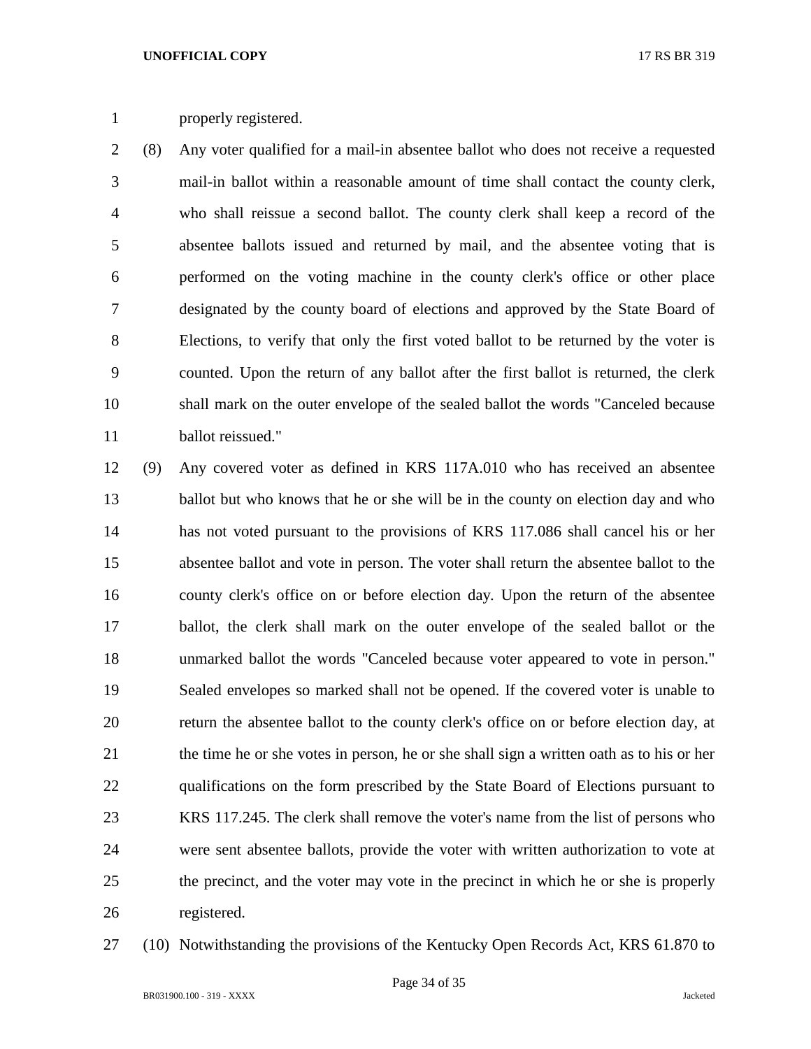properly registered.

(8) Any voter qualified for a mail-in absentee ballot who does not receive a requested mail-in ballot within a reasonable amount of time shall contact the county clerk, who shall reissue a second ballot. The county clerk shall keep a record of the absentee ballots issued and returned by mail, and the absentee voting that is performed on the voting machine in the county clerk's office or other place designated by the county board of elections and approved by the State Board of Elections, to verify that only the first voted ballot to be returned by the voter is counted. Upon the return of any ballot after the first ballot is returned, the clerk shall mark on the outer envelope of the sealed ballot the words "Canceled because ballot reissued."

(9) Any covered voter as defined in KRS 117A.010 who has received an absentee ballot but who knows that he or she will be in the county on election day and who has not voted pursuant to the provisions of KRS 117.086 shall cancel his or her absentee ballot and vote in person. The voter shall return the absentee ballot to the county clerk's office on or before election day. Upon the return of the absentee ballot, the clerk shall mark on the outer envelope of the sealed ballot or the unmarked ballot the words "Canceled because voter appeared to vote in person." Sealed envelopes so marked shall not be opened. If the covered voter is unable to return the absentee ballot to the county clerk's office on or before election day, at the time he or she votes in person, he or she shall sign a written oath as to his or her qualifications on the form prescribed by the State Board of Elections pursuant to KRS 117.245. The clerk shall remove the voter's name from the list of persons who were sent absentee ballots, provide the voter with written authorization to vote at the precinct, and the voter may vote in the precinct in which he or she is properly registered.

(10) Notwithstanding the provisions of the Kentucky Open Records Act, KRS 61.870 to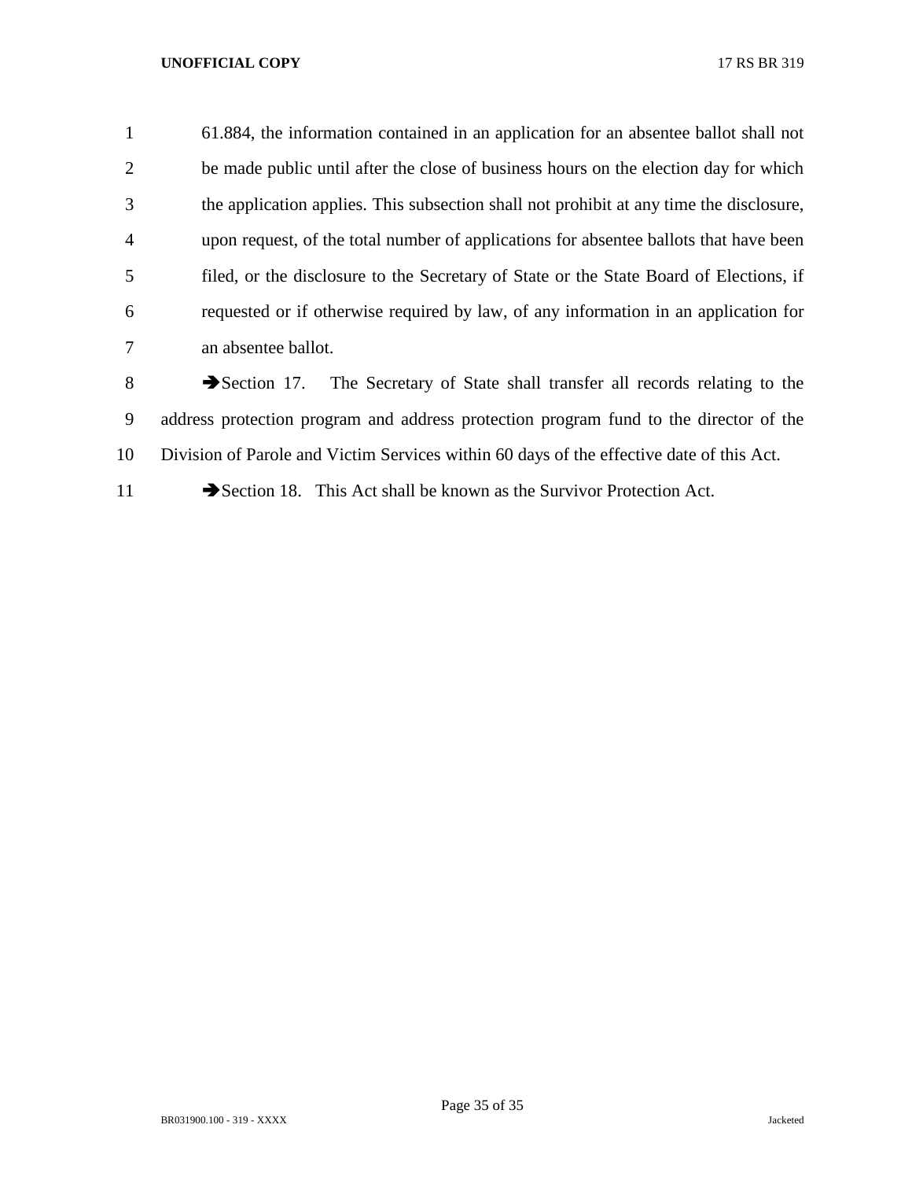61.884, the information contained in an application for an absentee ballot shall not be made public until after the close of business hours on the election day for which the application applies. This subsection shall not prohibit at any time the disclosure, upon request, of the total number of applications for absentee ballots that have been filed, or the disclosure to the Secretary of State or the State Board of Elections, if requested or if otherwise required by law, of any information in an application for an absentee ballot.

➔Section 17. The Secretary of State shall transfer all records relating to the address protection program and address protection program fund to the director of the Division of Parole and Victim Services within 60 days of the effective date of this Act.

➔Section 18. This Act shall be known as the Survivor Protection Act.